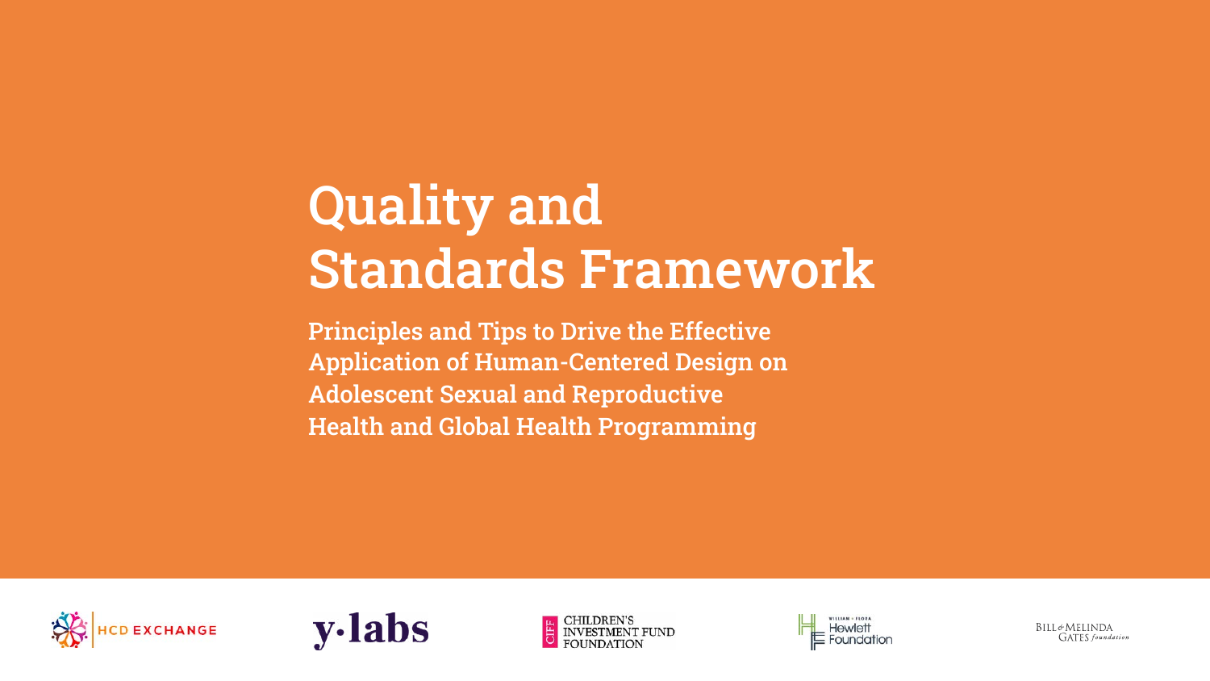# Quality and Standards Framework

**Principles and Tips to Drive the Effective Application of Human-Centered Design on Adolescent Sexual and Reproductive Health and Global Health Programming**

HCD EXCHANGE

y·labs

CHILDREN'S INVESTMENT FUND FOUNDATION

William + Flora Hewlett Foundation

Bill & Melinda Gates foundation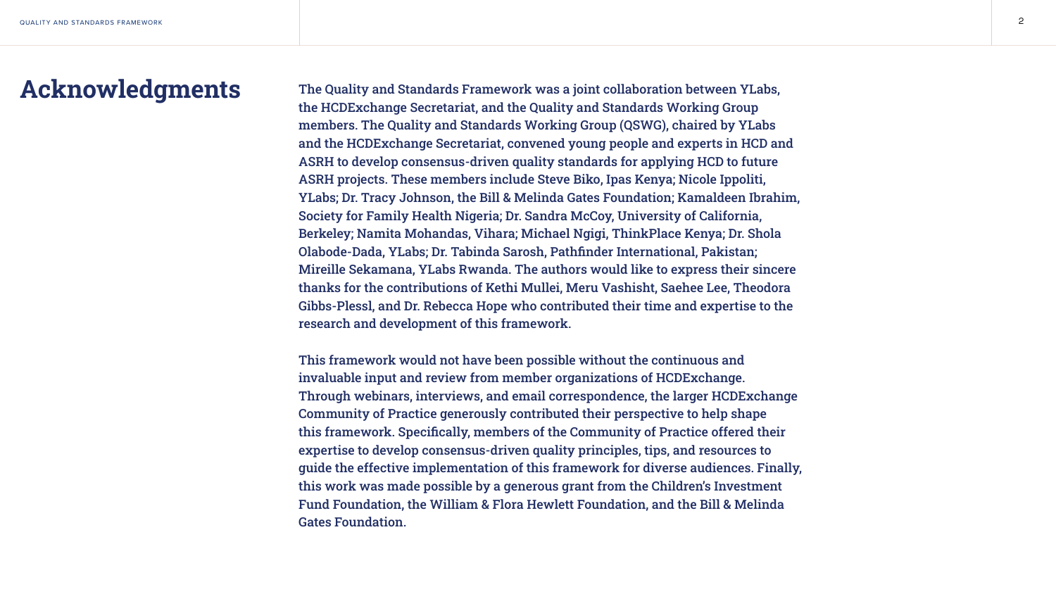# Acknowledgments

The Quality and Standards Framework was a joint collaboration between YLabs, the HCDExchange Secretariat, and the Quality and Standards Working Group members. The Quality and Standards Working Group (QSWG), chaired by YLabs and the HCDExchange Secretariat, convened young people and experts in HCD and ASRH to develop consensus-driven quality standards for applying HCD to future ASRH projects. These members include Steve Biko, Ipas Kenya; Nicole Ippoliti, YLabs; Dr. Tracy Johnson, the Bill & Melinda Gates Foundation; Kamaldeen Ibrahim, Society for Family Health Nigeria; Dr. Sandra McCoy, University of California, Berkeley; Namita Mohandas, Vihara; Michael Ngigi, ThinkPlace Kenya; Dr. Shola Olabode-Dada, YLabs; Dr. Tabinda Sarosh, Pathfinder International, Pakistan; Mireille Sekamana, YLabs Rwanda. The authors would like to express their sincere thanks for the contributions of Kethi Mullei, Meru Vashisht, Saehee Lee, Theodora Gibbs-Plessl, and Dr. Rebecca Hope who contributed their time and expertise to the research and development of this framework.

This framework would not have been possible without the continuous and invaluable input and review from member organizations of HCDExchange. Through webinars, interviews, and email correspondence, the larger HCDExchange Community of Practice generously contributed their perspective to help shape this framework. Specifically, members of the Community of Practice offered their expertise to develop consensus-driven quality principles, tips, and resources to guide the effective implementation of this framework for diverse audiences. Finally, this work was made possible by a generous grant from the Children's Investment Fund Foundation, the William & Flora Hewlett Foundation, and the Bill & Melinda Gates Foundation.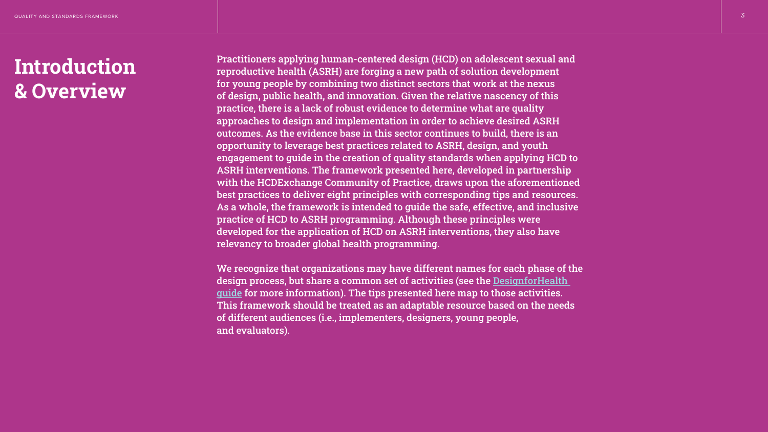# Introduction & Overview

Practitioners applying human-centered design (HCD) on adolescent sexual and reproductive health (ASRH) are forging a new path of solution development for young people by combining two distinct sectors that work at the nexus of design, public health, and innovation. Given the relative nascency of this practice, there is a lack of robust evidence to determine what are quality approaches to design and implementation in order to achieve desired ASRH outcomes. As the evidence base in this sector continues to build, there is an opportunity to leverage best practices related to ASRH, design, and youth engagement to guide in the creation of quality standards when applying HCD to ASRH interventions. The framework presented here, developed in partnership with the HCDExchange Community of Practice, draws upon the aforementioned best practices to deliver eight principles with corresponding tips and resources. As a whole, the framework is intended to guide the safe, effective, and inclusive practice of HCD to ASRH programming. Although these principles were developed for the application of HCD on ASRH interventions, they also have relevancy to broader global health programming.

We recognize that organizations may have different names for each phase of the design process, but share a common set of activities (see the DesignforHealth guide for more information). The tips presented here map to those activities. This framework should be treated as an adaptable resource based on the needs of different audiences (i.e., implementers, designers, young people, and evaluators).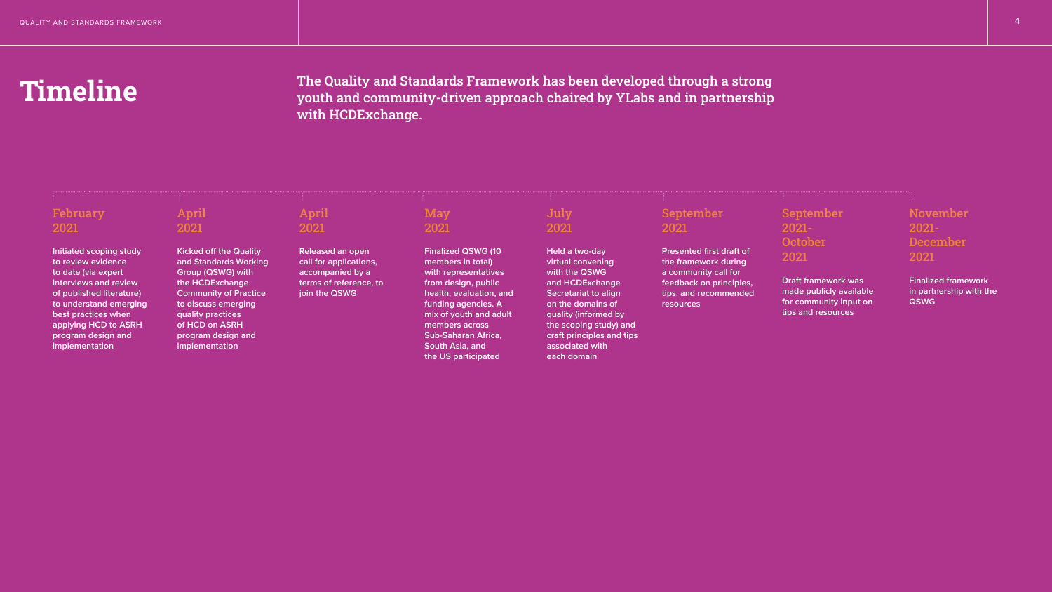# Timeline

**The Quality and Standards Framework has been developed through a strong youth and community-driven approach chaired by YLabs and in partnership with HCDExchange.**

### February 2021

Initiated scoping study to review evidence to date (via expert interviews and review of published literature) to understand emerging best practices when applying HCD to ASRH program design and implementation

### April 2021

Kicked off the Quality and Standards Working Group (QSWG) with the HCDExchange Community of Practice to discuss emerging quality practices of HCD on ASRH program design and implementation

### April 2021

Released an open call for applications, accompanied by a terms of reference, to join the QSWG

### May 2021

Finalized QSWG (10 members in total) with representatives from design, public health, evaluation, and funding agencies. A mix of youth and adult members across Sub-Saharan Africa, South Asia, and the US participated

### July 2021

Held a two-day virtual convening with the QSWG and HCDExchange Secretariat to align on the domains of quality (informed by the scoping study) and craft principles and tips associated with each domain

### September 2021

Presented first draft of the framework during a community call for feedback on principles, tips, and recommended resources

### September 2021- October 2021

Draft framework was made publicly available for community input on tips and resources

### November 2021- December 2021

Finalized framework in partnership with the QSWG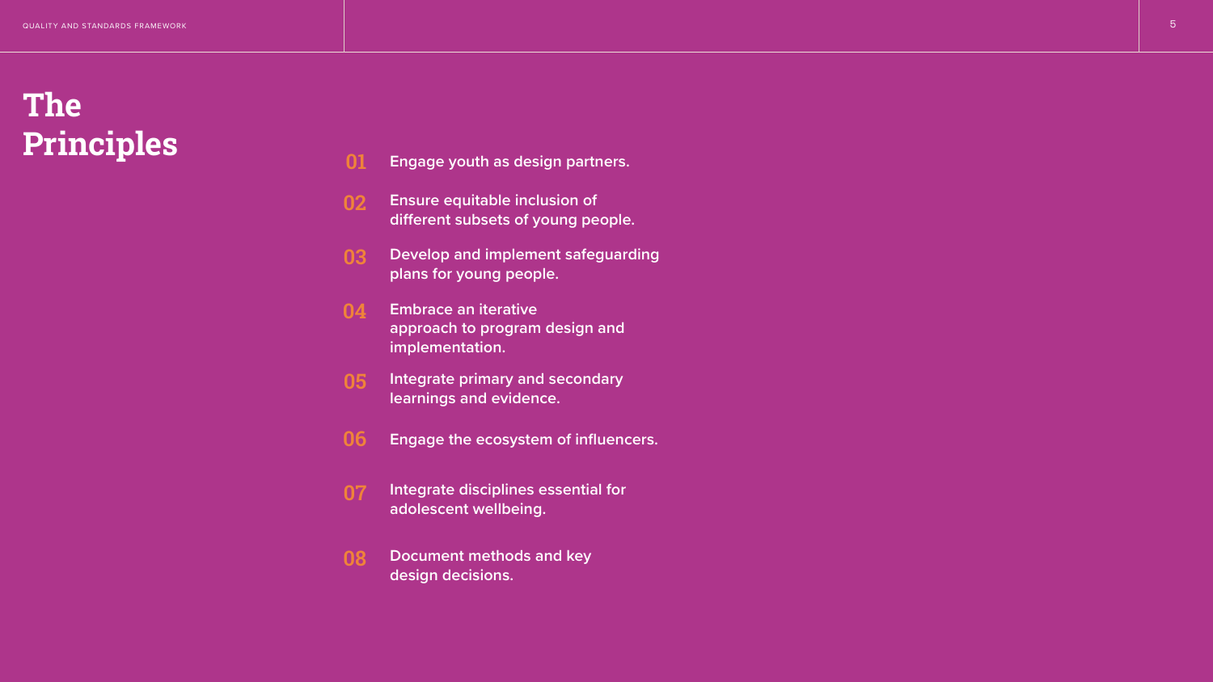# The Principles

**01** **Engage youth as design partners.**

**02** **Ensure equitable inclusion of different subsets of young people.**

**03** **Develop and implement safeguarding plans for young people.**

**04** **Embrace an iterative approach to program design and implementation.**

**05** **Integrate primary and secondary learnings and evidence.**

**06** **Engage the ecosystem of influencers.**

**07** **Integrate disciplines essential for adolescent wellbeing.**

**08** **Document methods and key design decisions.**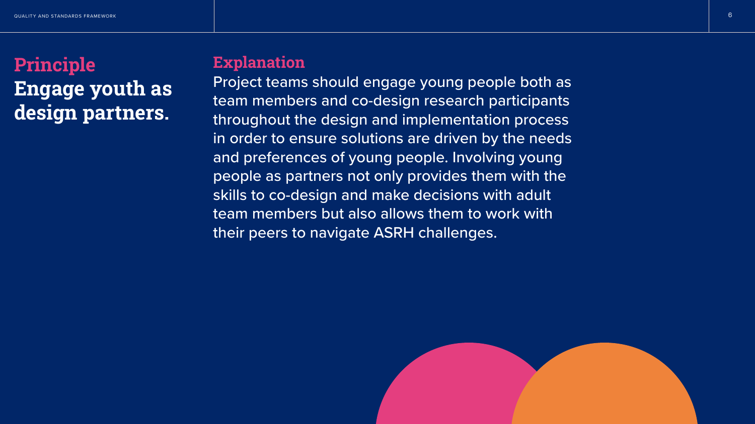## Principle

# Engage youth as design partners.

## Explanation

Project teams should engage young people both as team members and co-design research participants throughout the design and implementation process in order to ensure solutions are driven by the needs and preferences of young people. Involving young people as partners not only provides them with the skills to co-design and make decisions with adult team members but also allows them to work with their peers to navigate ASRH challenges.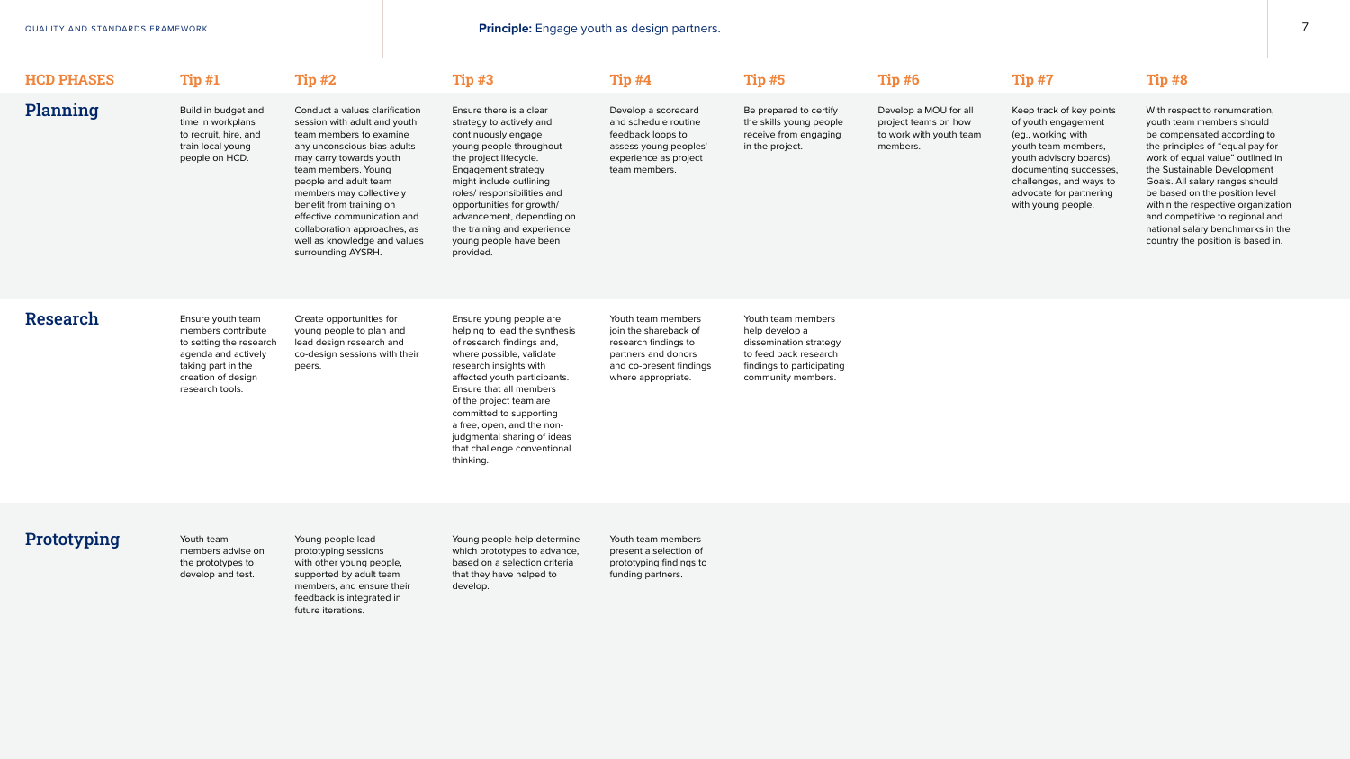**Principle:** Engage youth as design partners.

| HCD PHASES | Tip #1 | Tip #2 | Tip #3 | Tip #4 | Tip #5 | Tip #6 | Tip #7 | Tip #8 |
|---|---|---|---|---|---|---|---|---|
| **Planning** | Build in budget and time in workplans to recruit, hire, and train local young people on HCD. | Conduct a values clarification session with adult and youth team members to examine any unconscious bias adults may carry towards youth team members. Young people and adult team members may collectively benefit from training on effective communication and collaboration approaches, as well as knowledge and values surrounding AYSRH. | Ensure there is a clear strategy to actively and continuously engage young people throughout the project lifecycle. Engagement strategy might include outlining roles/ responsibilities and opportunities for growth/ advancement, depending on the training and experience young people have been provided. | Develop a scorecard and schedule routine feedback loops to assess young peoples' experience as project team members. | Be prepared to certify the skills young people receive from engaging in the project. | Develop a MOU for all project teams on how to work with youth team members. | Keep track of key points of youth engagement (eg., working with youth team members, youth advisory boards), documenting successes, challenges, and ways to advocate for partnering with young people. | With respect to renumeration, youth team members should be compensated according to the principles of "equal pay for work of equal value" outlined in the Sustainable Development Goals. All salary ranges should be based on the position level within the respective organization and competitive to regional and national salary benchmarks in the country the position is based in. |
| **Research** | Ensure youth team members contribute to setting the research agenda and actively taking part in the creation of design research tools. | Create opportunities for young people to plan and lead design research and co-design sessions with their peers. | Ensure young people are helping to lead the synthesis of research findings and, where possible, validate research insights with affected youth participants. Ensure that all members of the project team are committed to supporting a free, open, and the non-judgmental sharing of ideas that challenge conventional thinking. | Youth team members join the shareback of research findings to partners and donors and co-present findings where appropriate. | Youth team members help develop a dissemination strategy to feed back research findings to participating community members. | | | |
| **Prototyping** | Youth team members advise on the prototypes to develop and test. | Young people lead prototyping sessions with other young people, supported by adult team members, and ensure their feedback is integrated in future iterations. | Young people help determine which prototypes to advance, based on a selection criteria that they have helped to develop. | Youth team members present a selection of prototyping findings to funding partners. | | | | |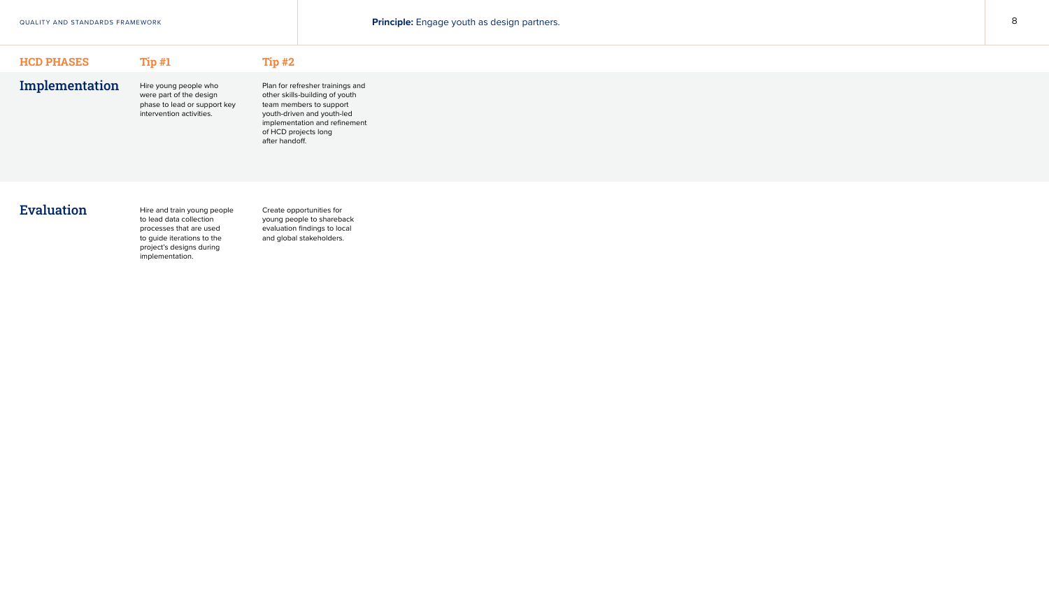**Principle:** Engage youth as design partners.

| HCD PHASES | Tip #1 | Tip #2 |
| --- | --- | --- |
| **Implementation** | Hire young people who were part of the design phase to lead or support key intervention activities. | Plan for refresher trainings and other skills-building of youth team members to support youth-driven and youth-led implementation and refinement of HCD projects long after handoff. |
| **Evaluation** | Hire and train young people to lead data collection processes that are used to guide iterations to the project's designs during implementation. | Create opportunities for young people to shareback evaluation findings to local and global stakeholders. |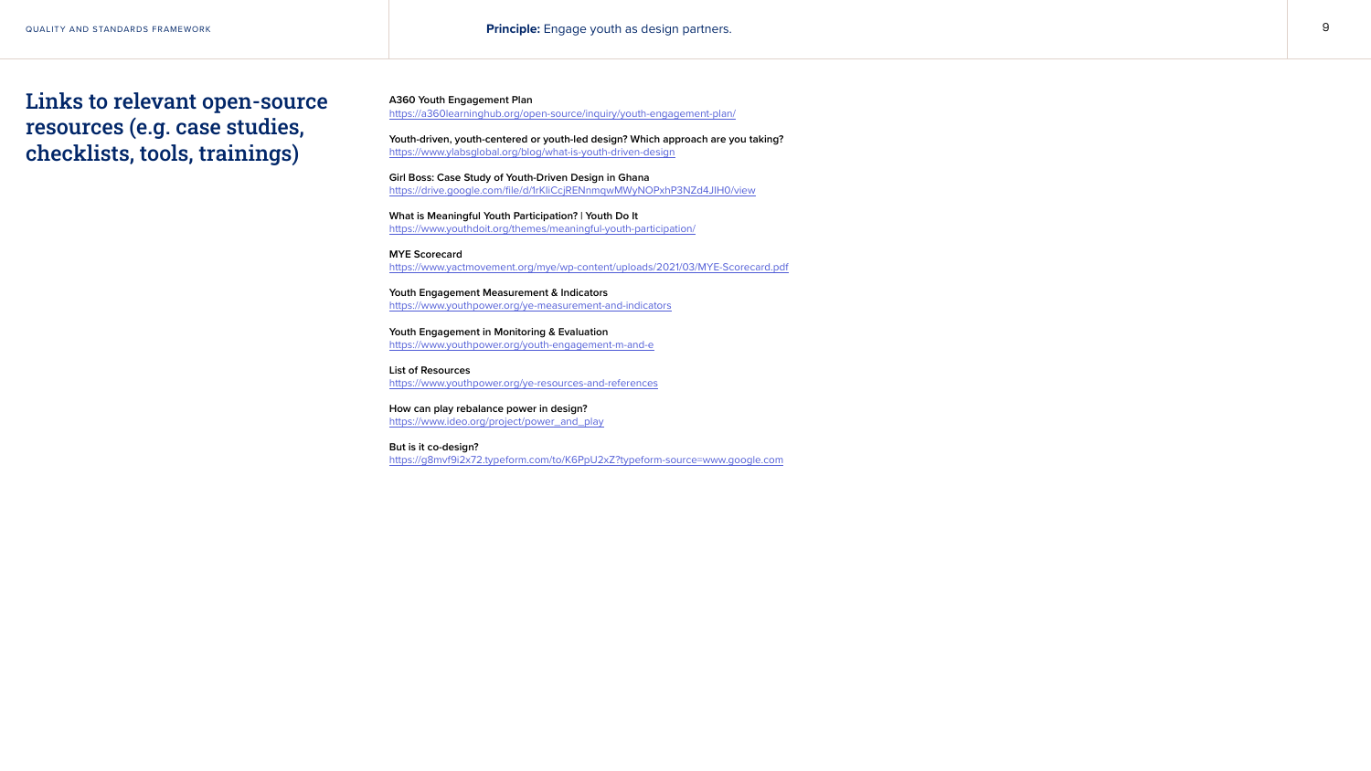**Principle:** Engage youth as design partners.

## Links to relevant open-source resources (e.g. case studies, checklists, tools, trainings)

**A360 Youth Engagement Plan**
https://a360learninghub.org/open-source/inquiry/youth-engagement-plan/

**Youth-driven, youth-centered or youth-led design? Which approach are you taking?**
https://www.ylabsglobal.org/blog/what-is-youth-driven-design

**Girl Boss: Case Study of Youth-Driven Design in Ghana**
https://drive.google.com/file/d/1rKliCcjRENnmqwMWyNOPxhP3NZd4JIH0/view

**What is Meaningful Youth Participation? | Youth Do It**
https://www.youthdoit.org/themes/meaningful-youth-participation/

**MYE Scorecard**
https://www.yactmovement.org/mye/wp-content/uploads/2021/03/MYE-Scorecard.pdf

**Youth Engagement Measurement & Indicators**
https://www.youthpower.org/ye-measurement-and-indicators

**Youth Engagement in Monitoring & Evaluation**
https://www.youthpower.org/youth-engagement-m-and-e

**List of Resources**
https://www.youthpower.org/ye-resources-and-references

**How can play rebalance power in design?**
https://www.ideo.org/project/power_and_play

**But is it co-design?**
https://g8mvf9i2x72.typeform.com/to/K6PpU2xZ?typeform-source=www.google.com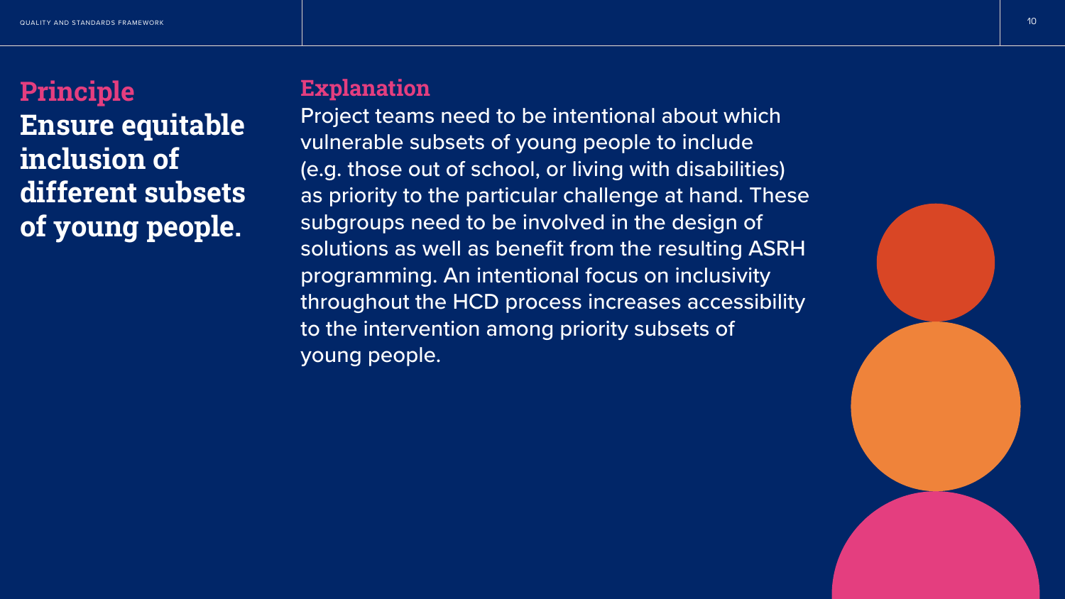## Principle

**Ensure equitable inclusion of different subsets of young people.**

## Explanation

Project teams need to be intentional about which vulnerable subsets of young people to include (e.g. those out of school, or living with disabilities) as priority to the particular challenge at hand. These subgroups need to be involved in the design of solutions as well as benefit from the resulting ASRH programming. An intentional focus on inclusivity throughout the HCD process increases accessibility to the intervention among priority subsets of young people.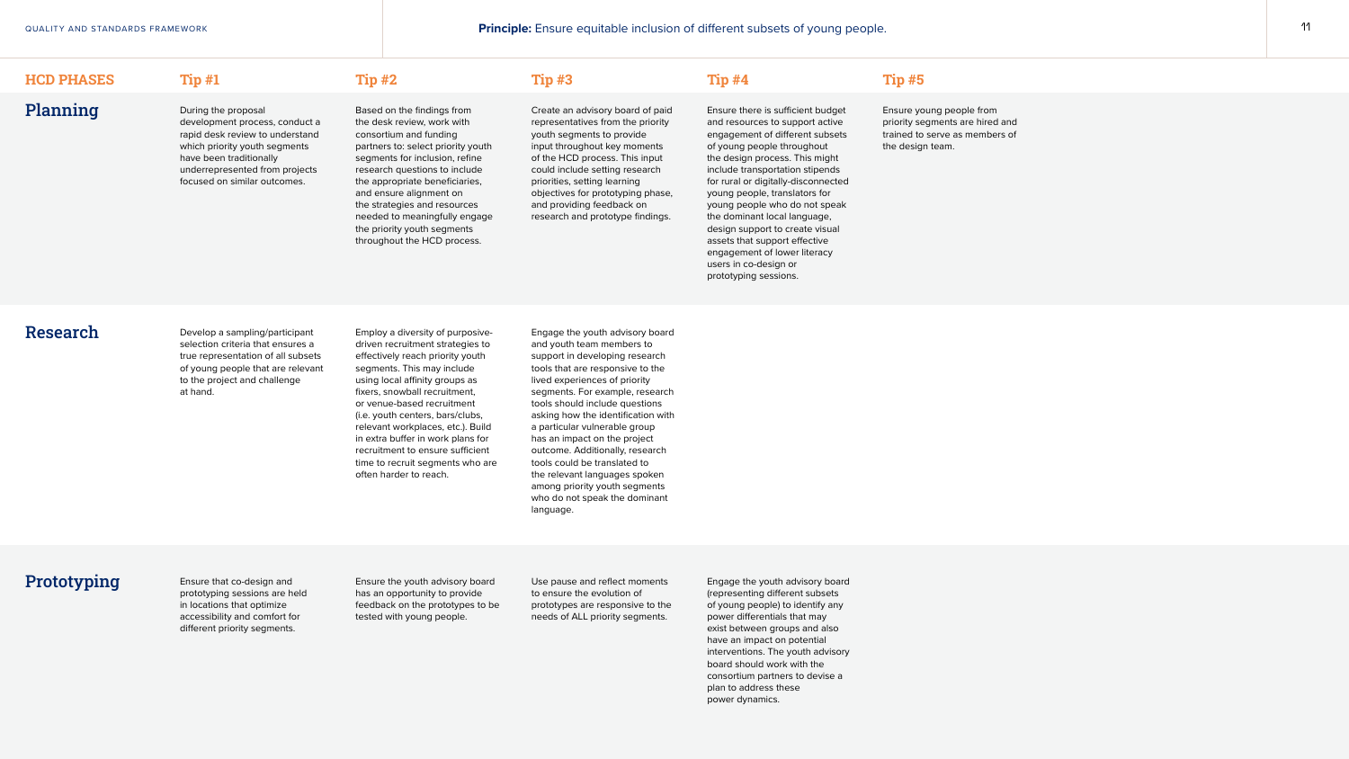**Principle:** Ensure equitable inclusion of different subsets of young people.

| HCD PHASES | Tip #1 | Tip #2 | Tip #3 | Tip #4 | Tip #5 |
|---|---|---|---|---|---|
| **Planning** | During the proposal development process, conduct a rapid desk review to understand which priority youth segments have been traditionally underrepresented from projects focused on similar outcomes. | Based on the findings from the desk review, work with consortium and funding partners to: select priority youth segments for inclusion, refine research questions to include the appropriate beneficiaries, and ensure alignment on the strategies and resources needed to meaningfully engage the priority youth segments throughout the HCD process. | Create an advisory board of paid representatives from the priority youth segments to provide input throughout key moments of the HCD process. This input could include setting research priorities, setting learning objectives for prototyping phase, and providing feedback on research and prototype findings. | Ensure there is sufficient budget and resources to support active engagement of different subsets of young people throughout the design process. This might include transportation stipends for rural or digitally-disconnected young people, translators for young people who do not speak the dominant local language, design support to create visual assets that support effective engagement of lower literacy users in co-design or prototyping sessions. | Ensure young people from priority segments are hired and trained to serve as members of the design team. |
| **Research** | Develop a sampling/participant selection criteria that ensures a true representation of all subsets of young people that are relevant to the project and challenge at hand. | Employ a diversity of purposive-driven recruitment strategies to effectively reach priority youth segments. This may include using local affinity groups as fixers, snowball recruitment, or venue-based recruitment (i.e. youth centers, bars/clubs, relevant workplaces, etc.). Build in extra buffer in work plans for recruitment to ensure sufficient time to recruit segments who are often harder to reach. | Engage the youth advisory board and youth team members to support in developing research tools that are responsive to the lived experiences of priority segments. For example, research tools should include questions asking how the identification with a particular vulnerable group has an impact on the project outcome. Additionally, research tools could be translated to the relevant languages spoken among priority youth segments who do not speak the dominant language. | | |
| **Prototyping** | Ensure that co-design and prototyping sessions are held in locations that optimize accessibility and comfort for different priority segments. | Ensure the youth advisory board has an opportunity to provide feedback on the prototypes to be tested with young people. | Use pause and reflect moments to ensure the evolution of prototypes are responsive to the needs of ALL priority segments. | Engage the youth advisory board (representing different subsets of young people) to identify any power differentials that may exist between groups and also have an impact on potential interventions. The youth advisory board should work with the consortium partners to devise a plan to address these power dynamics. | |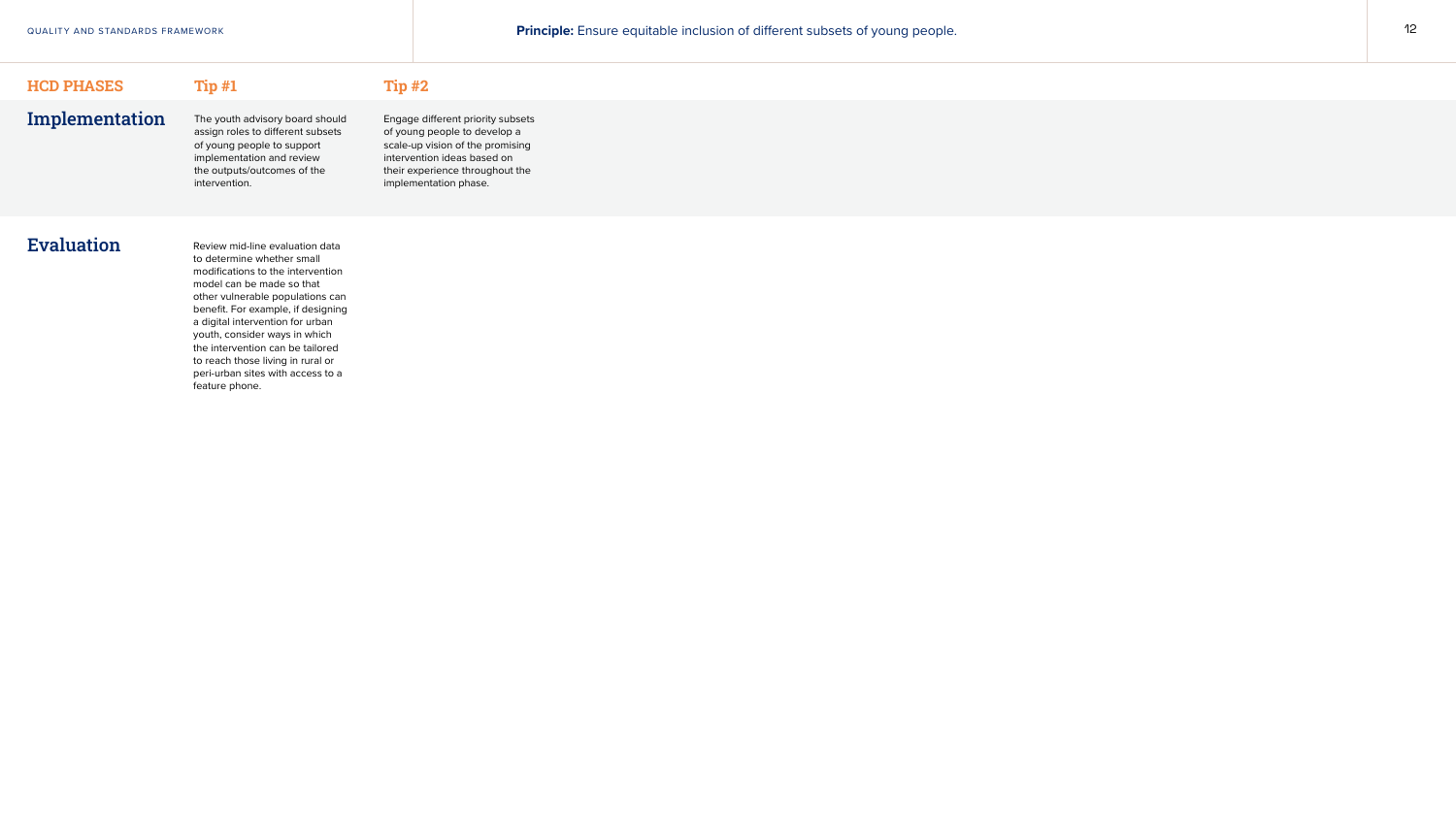**Principle:** Ensure equitable inclusion of different subsets of young people.

| HCD PHASES | Tip #1 | Tip #2 |
| --- | --- | --- |
| **Implementation** | The youth advisory board should assign roles to different subsets of young people to support implementation and review the outputs/outcomes of the intervention. | Engage different priority subsets of young people to develop a scale-up vision of the promising intervention ideas based on their experience throughout the implementation phase. |
| **Evaluation** | Review mid-line evaluation data to determine whether small modifications to the intervention model can be made so that other vulnerable populations can benefit. For example, if designing a digital intervention for urban youth, consider ways in which the intervention can be tailored to reach those living in rural or peri-urban sites with access to a feature phone. | |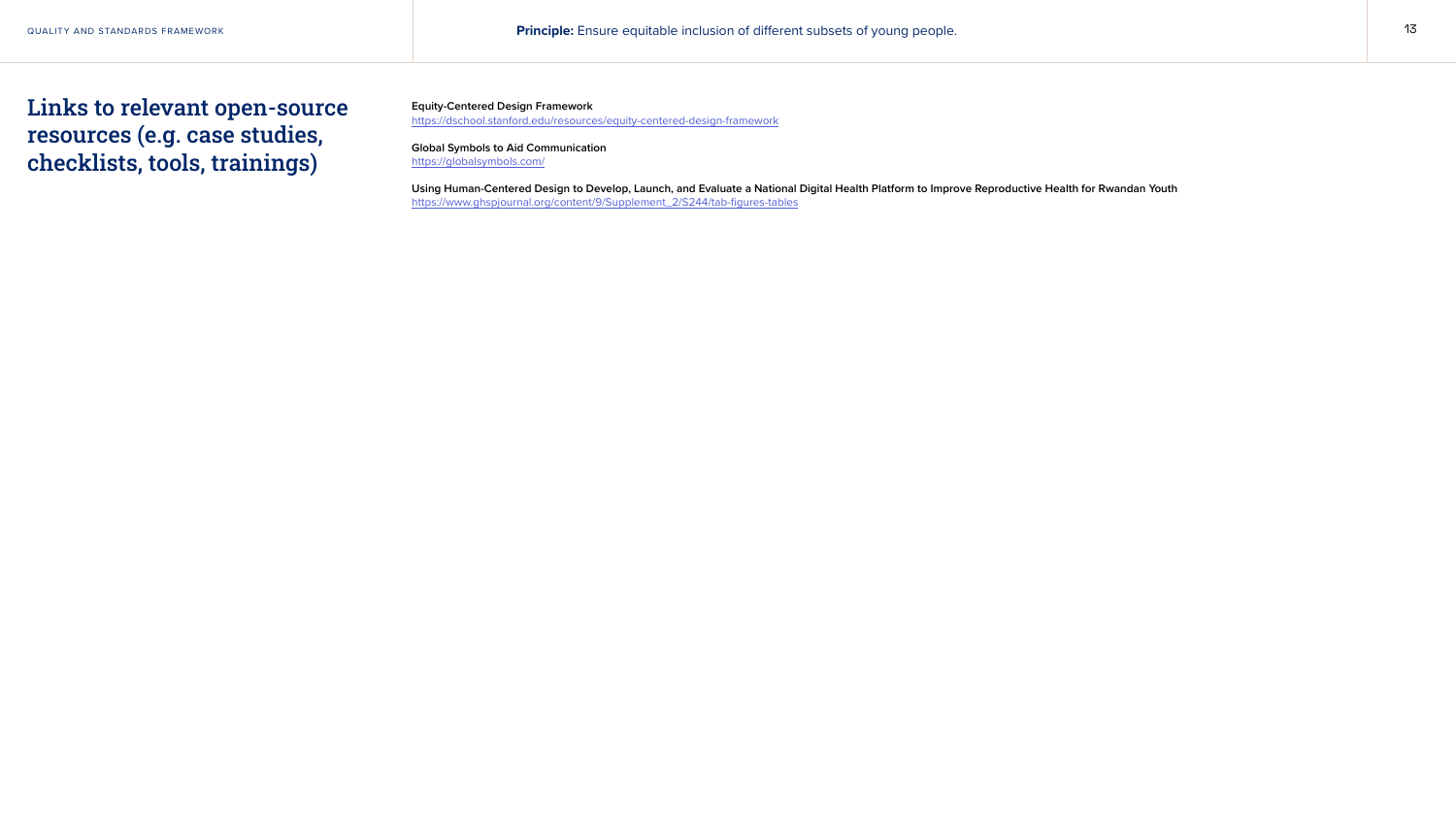**Principle:** Ensure equitable inclusion of different subsets of young people.

## Links to relevant open-source resources (e.g. case studies, checklists, tools, trainings)

**Equity-Centered Design Framework**
https://dschool.stanford.edu/resources/equity-centered-design-framework

**Global Symbols to Aid Communication**
https://globalsymbols.com/

**Using Human-Centered Design to Develop, Launch, and Evaluate a National Digital Health Platform to Improve Reproductive Health for Rwandan Youth**
https://www.ghspjournal.org/content/9/Supplement_2/S244/tab-figures-tables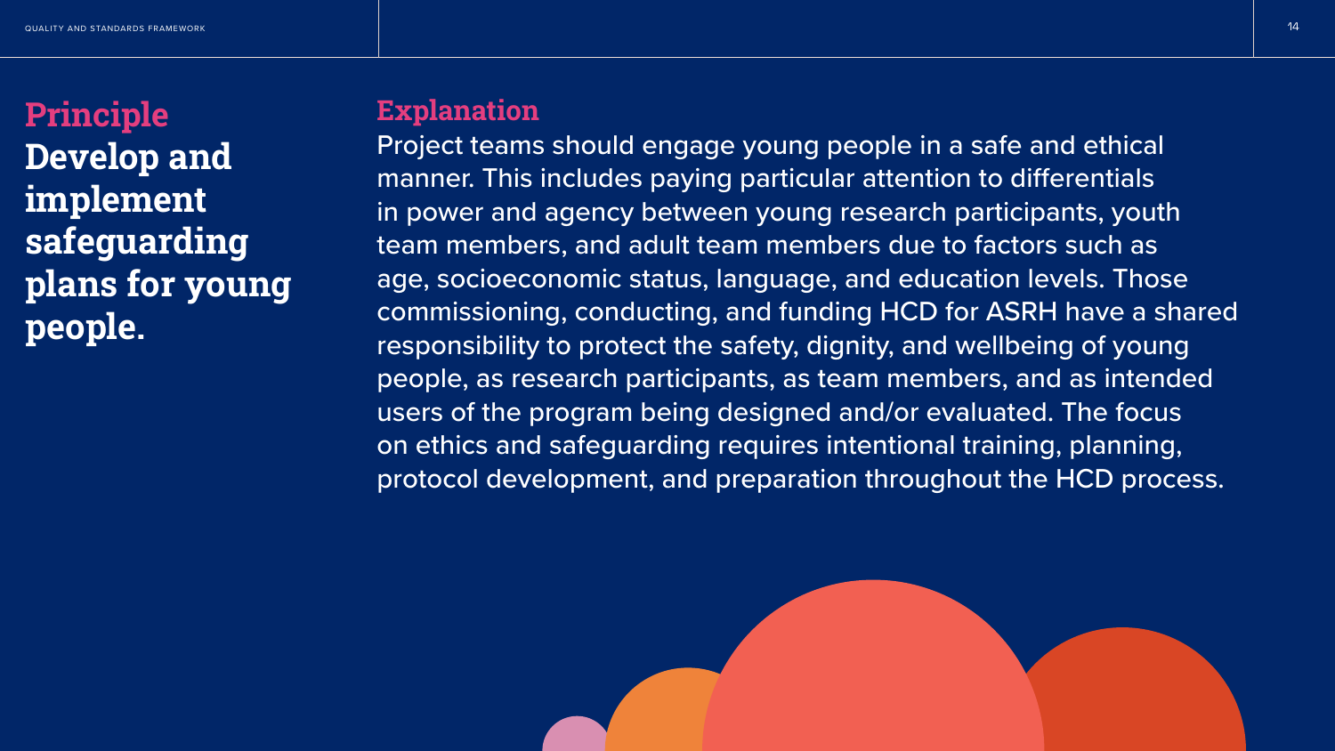## Principle

**Develop and implement safeguarding plans for young people.**

## Explanation

Project teams should engage young people in a safe and ethical manner. This includes paying particular attention to differentials in power and agency between young research participants, youth team members, and adult team members due to factors such as age, socioeconomic status, language, and education levels. Those commissioning, conducting, and funding HCD for ASRH have a shared responsibility to protect the safety, dignity, and wellbeing of young people, as research participants, as team members, and as intended users of the program being designed and/or evaluated. The focus on ethics and safeguarding requires intentional training, planning, protocol development, and preparation throughout the HCD process.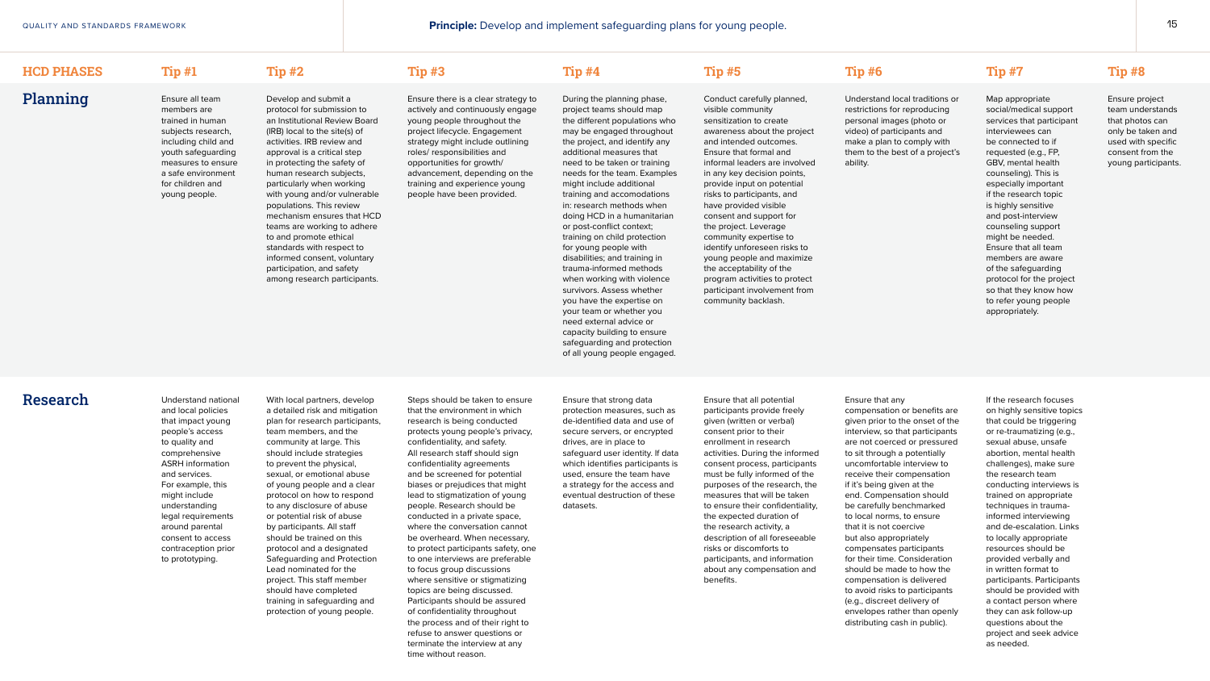**Principle:** Develop and implement safeguarding plans for young people.

| HCD PHASES | Tip #1 | Tip #2 | Tip #3 | Tip #4 | Tip #5 | Tip #6 | Tip #7 | Tip #8 |
|---|---|---|---|---|---|---|---|---|
| **Planning** | Ensure all team members are trained in human subjects research, including child and youth safeguarding measures to ensure a safe environment for children and young people. | Develop and submit a protocol for submission to an Institutional Review Board (IRB) local to the site(s) of activities. IRB review and approval is a critical step in protecting the safety of human research subjects, particularly when working with young and/or vulnerable populations. This review mechanism ensures that HCD teams are working to adhere to and promote ethical standards with respect to informed consent, voluntary participation, and safety among research participants. | Ensure there is a clear strategy to actively and continuously engage young people throughout the project lifecycle. Engagement strategy might include outlining roles/ responsibilities and opportunities for growth/ advancement, depending on the training and experience young people have been provided. | During the planning phase, project teams should map the different populations who may be engaged throughout the project, and identify any additional measures that need to be taken or training needs for the team. Examples might include additional training and accomodations in: research methods when doing HCD in a humanitarian or post-conflict context; training on child protection for young people with disabilities; and training in trauma-informed methods when working with violence survivors. Assess whether you have the expertise on your team or whether you need external advice or capacity building to ensure safeguarding and protection of all young people engaged. | Conduct carefully planned, visible community sensitization to create awareness about the project and intended outcomes. Ensure that formal and informal leaders are involved in any key decision points, provide input on potential risks to participants, and have provided visible consent and support for the project. Leverage community expertise to identify unforeseen risks to young people and maximize the acceptability of the program activities to protect participant involvement from community backlash. | Understand local traditions or restrictions for reproducing personal images (photo or video) of participants and make a plan to comply with them to the best of a project's ability. | Map appropriate social/medical support services that participant interviewees can be connected to if requested (e.g., FP, GBV, mental health counseling). This is especially important if the research topic is highly sensitive and post-interview counseling support might be needed. Ensure that all team members are aware of the safeguarding protocol for the project so that they know how to refer young people appropriately. | Ensure project team understands that photos can only be taken and used with specific consent from the young participants. |
| **Research** | Understand national and local policies that impact young people's access to quality and comprehensive ASRH information and services. For example, this might include understanding legal requirements around parental consent to access contraception prior to prototyping. | With local partners, develop a detailed risk and mitigation plan for research participants, team members, and the community at large. This should include strategies to prevent the physical, sexual, or emotional abuse of young people and a clear protocol on how to respond to any disclosure of abuse or potential risk of abuse by participants. All staff should be trained on this protocol and a designated Safeguarding and Protection Lead nominated for the project. This staff member should have completed training in safeguarding and protection of young people. | Steps should be taken to ensure that the environment in which research is being conducted protects young people's privacy, confidentiality, and safety. All research staff should sign confidentiality agreements and be screened for potential biases or prejudices that might lead to stigmatization of young people. Research should be conducted in a private space, where the conversation cannot be overheard. When necessary, to protect participants safety, one to one interviews are preferable to focus group discussions where sensitive or stigmatizing topics are being discussed. Participants should be assured of confidentiality throughout the process and of their right to refuse to answer questions or terminate the interview at any time without reason. | Ensure that strong data protection measures, such as de-identified data and use of secure servers, or encrypted drives, are in place to safeguard user identity. If data which identifies participants is used, ensure the team have a strategy for the access and eventual destruction of these datasets. | Ensure that all potential participants provide freely given (written or verbal) consent prior to their enrollment in research activities. During the informed consent process, participants must be fully informed of the purposes of the research, the measures that will be taken to ensure their confidentiality, the expected duration of the research activity, a description of all foreseeable risks or discomforts to participants, and information about any compensation and benefits. | Ensure that any compensation or benefits are given prior to the onset of the interview, so that participants are not coerced or pressured to sit through a potentially uncomfortable interview to receive their compensation if it's being given at the end. Compensation should be carefully benchmarked to local norms, to ensure that it is not coercive but also appropriately compensates participants for their time. Consideration should be made to how the compensation is delivered to avoid risks to participants (e.g., discreet delivery of envelopes rather than openly distributing cash in public). | If the research focuses on highly sensitive topics that could be triggering or re-traumatizing (e.g., sexual abuse, unsafe abortion, mental health challenges), make sure the research team conducting interviews is trained on appropriate techniques in trauma-informed interviewing and de-escalation. Links to locally appropriate resources should be provided verbally and in written format to participants. Participants should be provided with a contact person where they can ask follow-up questions about the project and seek advice as needed. | |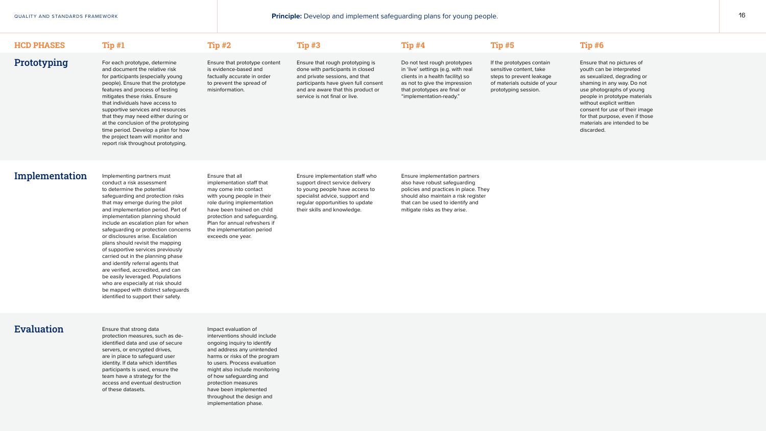**Principle:** Develop and implement safeguarding plans for young people.

| HCD PHASES | Tip #1 | Tip #2 | Tip #3 | Tip #4 | Tip #5 | Tip #6 |
|---|---|---|---|---|---|---|
| **Prototyping** | For each prototype, determine and document the relative risk for participants (especially young people). Ensure that the prototype features and process of testing mitigates these risks. Ensure that individuals have access to supportive services and resources that they may need either during or at the conclusion of the prototyping time period. Develop a plan for how the project team will monitor and report risk throughout prototyping. | Ensure that prototype content is evidence-based and factually accurate in order to prevent the spread of misinformation. | Ensure that rough prototyping is done with participants in closed and private sessions, and that participants have given full consent and are aware that this product or service is not final or live. | Do not test rough prototypes in 'live' settings (e.g. with real clients in a health facility) so as not to give the impression that prototypes are final or "implementation-ready." | If the prototypes contain sensitive content, take steps to prevent leakage of materials outside of your prototyping session. | Ensure that no pictures of youth can be interpreted as sexualized, degrading or shaming in any way. Do not use photographs of young people in prototype materials without explicit written consent for use of their image for that purpose, even if those materials are intended to be discarded. |
| **Implementation** | Implementing partners must conduct a risk assessment to determine the potential safeguarding and protection risks that may emerge during the pilot and implementation period. Part of implementation planning should include an escalation plan for when safeguarding or protection concerns or disclosures arise. Escalation plans should revisit the mapping of supportive services previously carried out in the planning phase and identify referral agents that are verified, accredited, and can be easily leveraged. Populations who are especially at risk should be mapped with distinct safeguards identified to support their safety. | Ensure that all implementation staff that may come into contact with young people in their role during implementation have been trained on child protection and safeguarding. Plan for annual refreshers if the implementation period exceeds one year. | Ensure implementation staff who support direct service delivery to young people have access to specialist advice, support and regular opportunities to update their skills and knowledge. | Ensure implementation partners also have robust safeguarding policies and practices in place. They should also maintain a risk register that can be used to identify and mitigate risks as they arise. | | |
| **Evaluation** | Ensure that strong data protection measures, such as de-identified data and use of secure servers, or encrypted drives, are in place to safeguard user identity. If data which identifies participants is used, ensure the team have a strategy for the access and eventual destruction of these datasets. | Impact evaluation of interventions should include ongoing inquiry to identify and address any unintended harms or risks of the program to users. Process evaluation might also include monitoring of how safeguarding and protection measures have been implemented throughout the design and implementation phase. | | | | |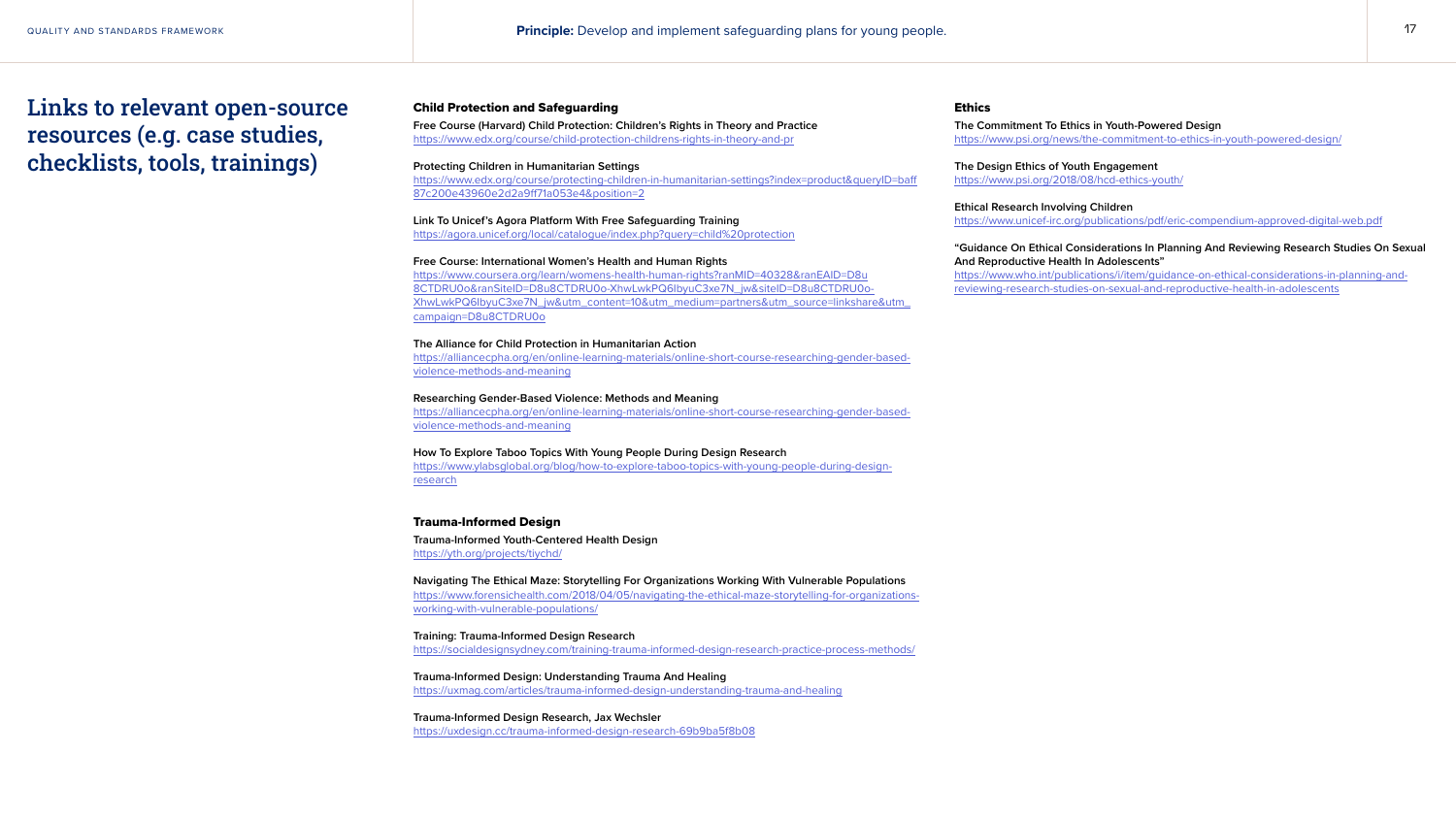**Principle:** Develop and implement safeguarding plans for young people.

# Links to relevant open-source resources (e.g. case studies, checklists, tools, trainings)

### Child Protection and Safeguarding

**Free Course (Harvard) Child Protection: Children's Rights in Theory and Practice**
https://www.edx.org/course/child-protection-childrens-rights-in-theory-and-pr

**Protecting Children in Humanitarian Settings**
https://www.edx.org/course/protecting-children-in-humanitarian-settings?index=product&queryID=baff87c200e43960e2d2a9ff71a053e4&position=2

**Link To Unicef's Agora Platform With Free Safeguarding Training**
https://agora.unicef.org/local/catalogue/index.php?query=child%20protection

**Free Course: International Women's Health and Human Rights**
https://www.coursera.org/learn/womens-health-human-rights?ranMID=40328&ranEAID=D8u8CTDRU0o&ranSiteID=D8u8CTDRU0o-XhwLwkPQ6lbyuC3xe7N_jw&siteID=D8u8CTDRU0o-XhwLwkPQ6lbyuC3xe7N_jw&utm_content=10&utm_medium=partners&utm_source=linkshare&utm_campaign=D8u8CTDRU0o

**The Alliance for Child Protection in Humanitarian Action**
https://alliancecpha.org/en/online-learning-materials/online-short-course-researching-gender-based-violence-methods-and-meaning

**Researching Gender-Based Violence: Methods and Meaning**
https://alliancecpha.org/en/online-learning-materials/online-short-course-researching-gender-based-violence-methods-and-meaning

**How To Explore Taboo Topics With Young People During Design Research**
https://www.ylabsglobal.org/blog/how-to-explore-taboo-topics-with-young-people-during-design-research

### Trauma-Informed Design

**Trauma-Informed Youth-Centered Health Design**
https://yth.org/projects/tiychd/

**Navigating The Ethical Maze: Storytelling For Organizations Working With Vulnerable Populations**
https://www.forensichealth.com/2018/04/05/navigating-the-ethical-maze-storytelling-for-organizations-working-with-vulnerable-populations/

**Training: Trauma-Informed Design Research**
https://socialdesignsydney.com/training-trauma-informed-design-research-practice-process-methods/

**Trauma-Informed Design: Understanding Trauma And Healing**
https://uxmag.com/articles/trauma-informed-design-understanding-trauma-and-healing

**Trauma-Informed Design Research, Jax Wechsler**
https://uxdesign.cc/trauma-informed-design-research-69b9ba5f8b08

### Ethics

**The Commitment To Ethics in Youth-Powered Design**
https://www.psi.org/news/the-commitment-to-ethics-in-youth-powered-design/

**The Design Ethics of Youth Engagement**
https://www.psi.org/2018/08/hcd-ethics-youth/

**Ethical Research Involving Children**
https://www.unicef-irc.org/publications/pdf/eric-compendium-approved-digital-web.pdf

**"Guidance On Ethical Considerations In Planning And Reviewing Research Studies On Sexual And Reproductive Health In Adolescents"**
https://www.who.int/publications/i/item/guidance-on-ethical-considerations-in-planning-and-reviewing-research-studies-on-sexual-and-reproductive-health-in-adolescents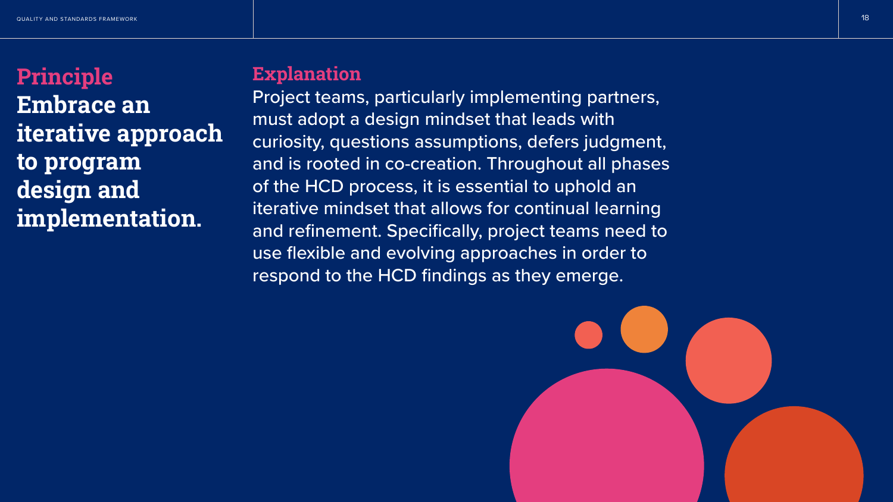## Principle

**Embrace an iterative approach to program design and implementation.**

## Explanation

Project teams, particularly implementing partners, must adopt a design mindset that leads with curiosity, questions assumptions, defers judgment, and is rooted in co-creation. Throughout all phases of the HCD process, it is essential to uphold an iterative mindset that allows for continual learning and refinement. Specifically, project teams need to use flexible and evolving approaches in order to respond to the HCD findings as they emerge.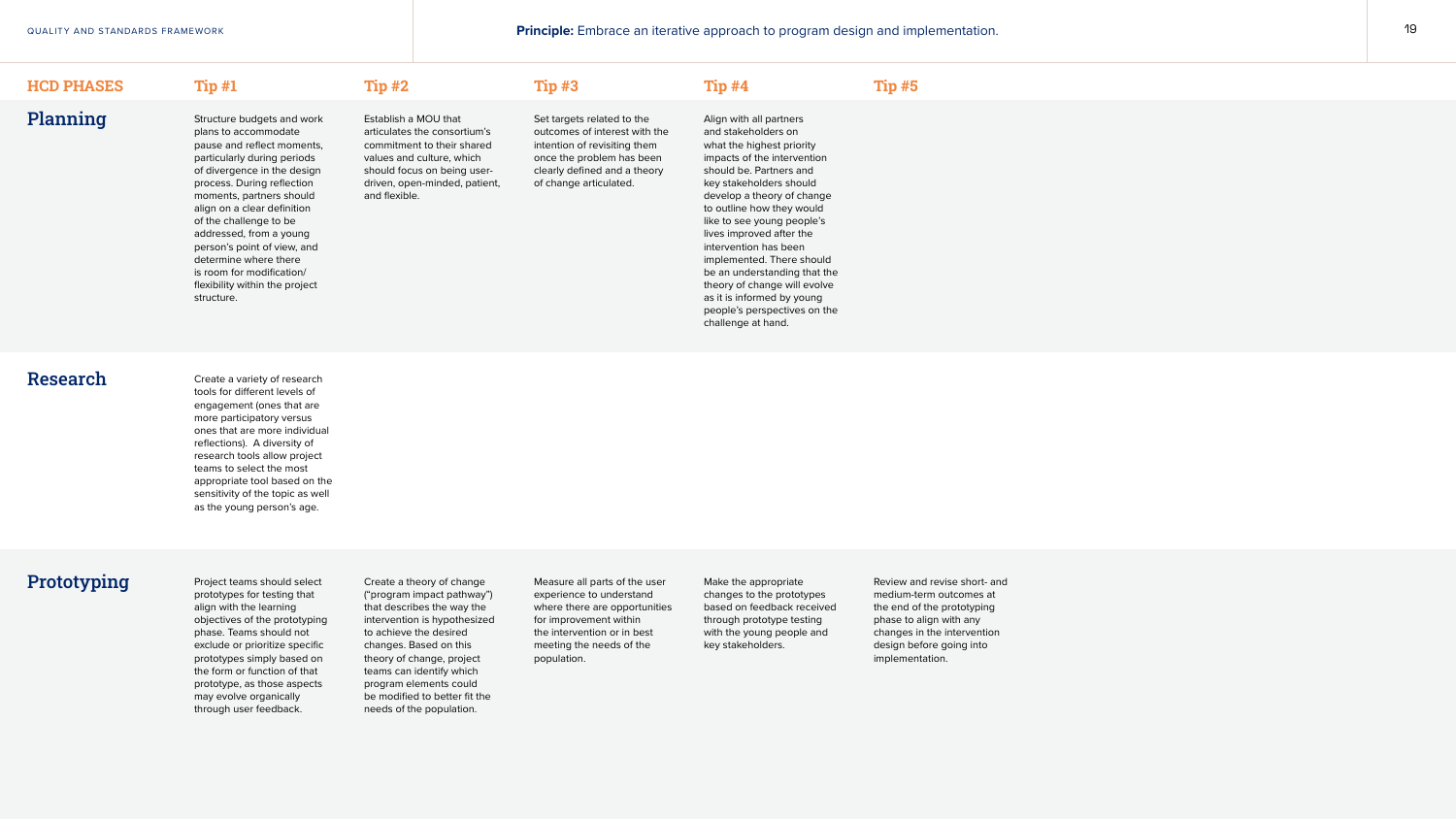**Principle:** Embrace an iterative approach to program design and implementation.

| HCD PHASES | Tip #1 | Tip #2 | Tip #3 | Tip #4 | Tip #5 |
| --- | --- | --- | --- | --- | --- |
| **Planning** | Structure budgets and work plans to accommodate pause and reflect moments, particularly during periods of divergence in the design process. During reflection moments, partners should align on a clear definition of the challenge to be addressed, from a young person's point of view, and determine where there is room for modification/ flexibility within the project structure. | Establish a MOU that articulates the consortium's commitment to their shared values and culture, which should focus on being user-driven, open-minded, patient, and flexible. | Set targets related to the outcomes of interest with the intention of revisiting them once the problem has been clearly defined and a theory of change articulated. | Align with all partners and stakeholders on what the highest priority impacts of the intervention should be. Partners and key stakeholders should develop a theory of change to outline how they would like to see young people's lives improved after the intervention has been implemented. There should be an understanding that the theory of change will evolve as it is informed by young people's perspectives on the challenge at hand. | |
| **Research** | Create a variety of research tools for different levels of engagement (ones that are more participatory versus ones that are more individual reflections). A diversity of research tools allow project teams to select the most appropriate tool based on the sensitivity of the topic as well as the young person's age. | | | | |
| **Prototyping** | Project teams should select prototypes for testing that align with the learning objectives of the prototyping phase. Teams should not exclude or prioritize specific prototypes simply based on the form or function of that prototype, as those aspects may evolve organically through user feedback. | Create a theory of change ("program impact pathway") that describes the way the intervention is hypothesized to achieve the desired changes. Based on this theory of change, project teams can identify which program elements could be modified to better fit the needs of the population. | Measure all parts of the user experience to understand where there are opportunities for improvement within the intervention or in best meeting the needs of the population. | Make the appropriate changes to the prototypes based on feedback received through prototype testing with the young people and key stakeholders. | Review and revise short- and medium-term outcomes at the end of the prototyping phase to align with any changes in the intervention design before going into implementation. |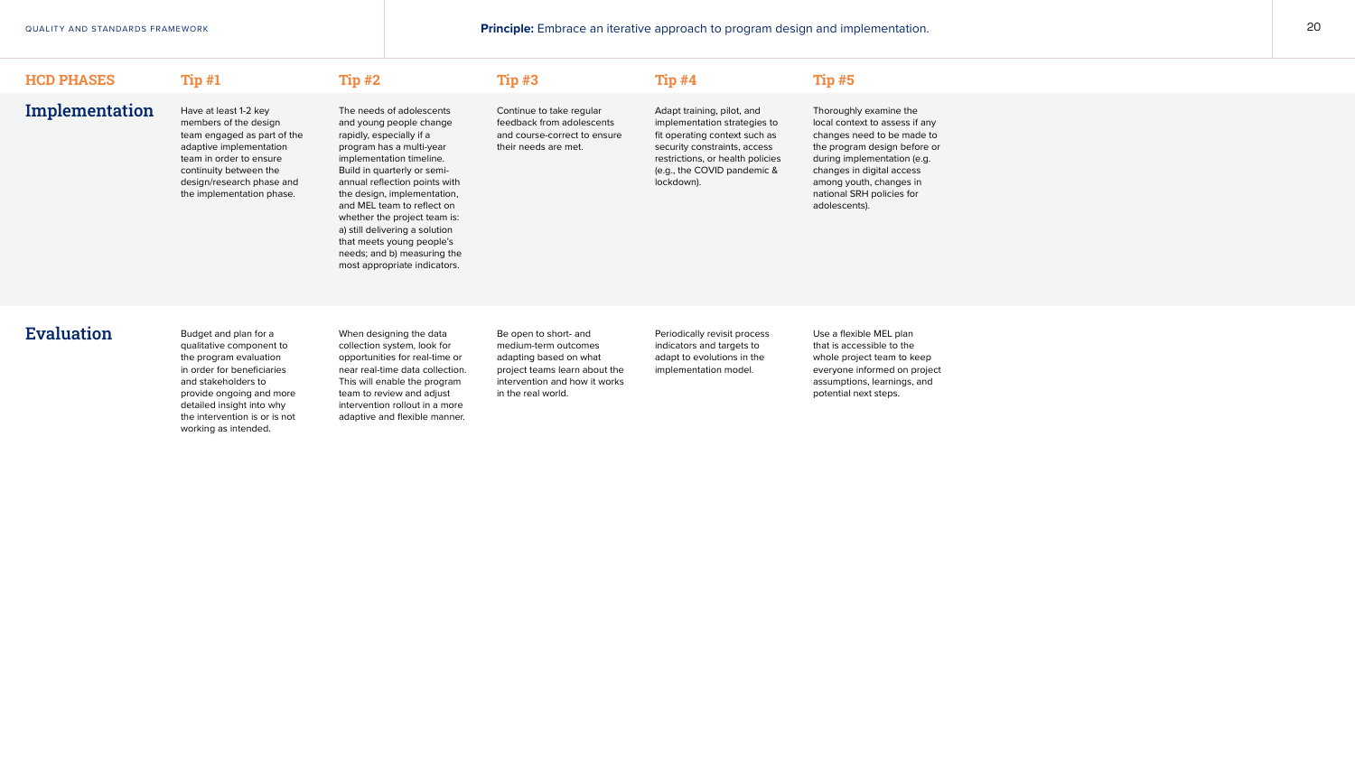**Principle:** Embrace an iterative approach to program design and implementation.

| HCD PHASES | Tip #1 | Tip #2 | Tip #3 | Tip #4 | Tip #5 |
|---|---|---|---|---|---|
| **Implementation** | Have at least 1-2 key members of the design team engaged as part of the adaptive implementation team in order to ensure continuity between the design/research phase and the implementation phase. | The needs of adolescents and young people change rapidly, especially if a program has a multi-year implementation timeline. Build in quarterly or semi-annual reflection points with the design, implementation, and MEL team to reflect on whether the project team is: a) still delivering a solution that meets young people's needs; and b) measuring the most appropriate indicators. | Continue to take regular feedback from adolescents and course-correct to ensure their needs are met. | Adapt training, pilot, and implementation strategies to fit operating context such as security constraints, access restrictions, or health policies (e.g., the COVID pandemic & lockdown). | Thoroughly examine the local context to assess if any changes need to be made to the program design before or during implementation (e.g. changes in digital access among youth, changes in national SRH policies for adolescents). |
| **Evaluation** | Budget and plan for a qualitative component to the program evaluation in order for beneficiaries and stakeholders to provide ongoing and more detailed insight into why the intervention is or is not working as intended. | When designing the data collection system, look for opportunities for real-time or near real-time data collection. This will enable the program team to review and adjust intervention rollout in a more adaptive and flexible manner. | Be open to short- and medium-term outcomes adapting based on what project teams learn about the intervention and how it works in the real world. | Periodically revisit process indicators and targets to adapt to evolutions in the implementation model. | Use a flexible MEL plan that is accessible to the whole project team to keep everyone informed on project assumptions, learnings, and potential next steps. |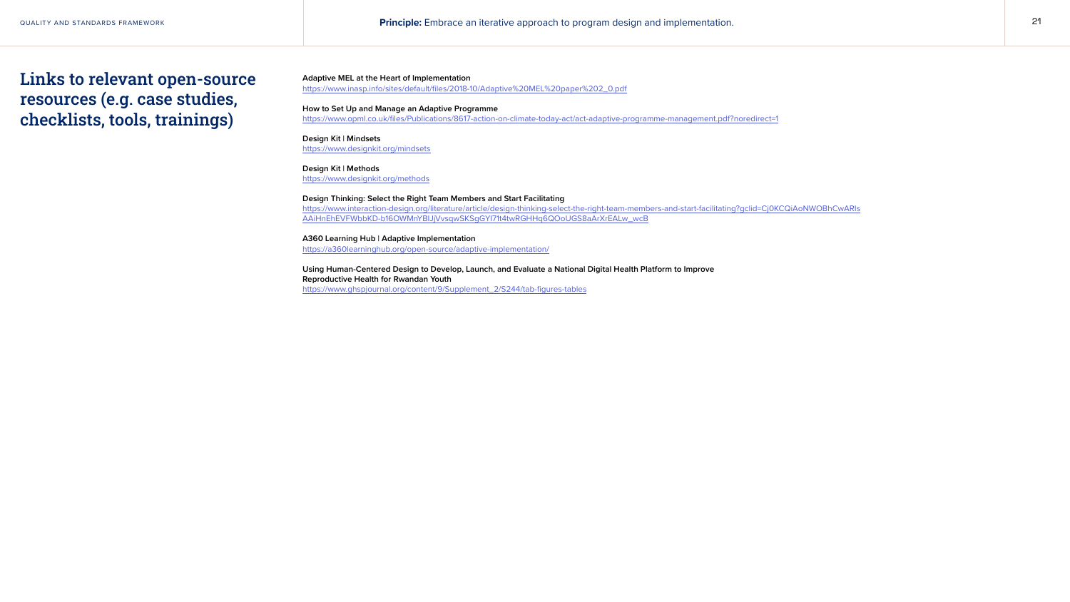**Principle:** Embrace an iterative approach to program design and implementation.

## Links to relevant open-source resources (e.g. case studies, checklists, tools, trainings)

**Adaptive MEL at the Heart of Implementation**
https://www.inasp.info/sites/default/files/2018-10/Adaptive%20MEL%20paper%202_0.pdf

**How to Set Up and Manage an Adaptive Programme**
https://www.opml.co.uk/files/Publications/8617-action-on-climate-today-act/act-adaptive-programme-management.pdf?noredirect=1

**Design Kit | Mindsets**
https://www.designkit.org/mindsets

**Design Kit | Methods**
https://www.designkit.org/methods

**Design Thinking: Select the Right Team Members and Start Facilitating**
https://www.interaction-design.org/literature/article/design-thinking-select-the-right-team-members-and-start-facilitating?gclid=Cj0KCQiAoNWOBhCwARIsAAiHnEhEVFWbbKD-b16OWMnYBlJjVvsqwSKSgGYI71t4twRGHHq6QOoUGS8aArXrEALw_wcB

**A360 Learning Hub | Adaptive Implementation**
https://a360learninghub.org/open-source/adaptive-implementation/

**Using Human-Centered Design to Develop, Launch, and Evaluate a National Digital Health Platform to Improve Reproductive Health for Rwandan Youth**
https://www.ghspjournal.org/content/9/Supplement_2/S244/tab-figures-tables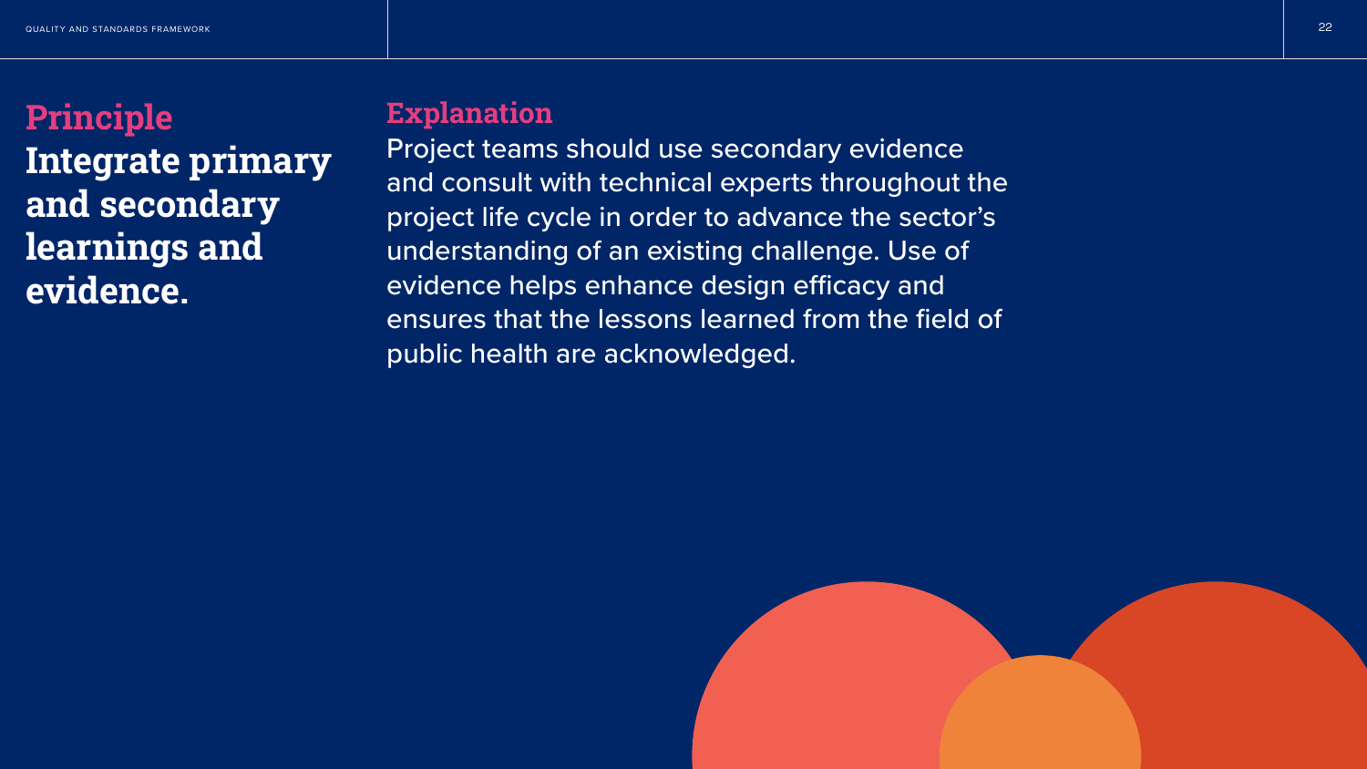## Principle

**Integrate primary and secondary learnings and evidence.**

## Explanation

Project teams should use secondary evidence and consult with technical experts throughout the project life cycle in order to advance the sector's understanding of an existing challenge. Use of evidence helps enhance design efficacy and ensures that the lessons learned from the field of public health are acknowledged.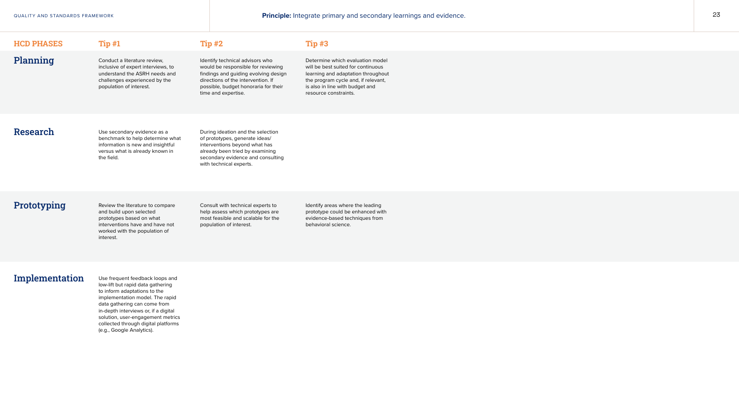**Principle:** Integrate primary and secondary learnings and evidence.

| HCD PHASES | Tip #1 | Tip #2 | Tip #3 |
| --- | --- | --- | --- |
| **Planning** | Conduct a literature review, inclusive of expert interviews, to understand the ASRH needs and challenges experienced by the population of interest. | Identify technical advisors who would be responsible for reviewing findings and guiding evolving design directions of the intervention. If possible, budget honoraria for their time and expertise. | Determine which evaluation model will be best suited for continuous learning and adaptation throughout the program cycle and, if relevant, is also in line with budget and resource constraints. |
| **Research** | Use secondary evidence as a benchmark to help determine what information is new and insightful versus what is already known in the field. | During ideation and the selection of prototypes, generate ideas/ interventions beyond what has already been tried by examining secondary evidence and consulting with technical experts. | |
| **Prototyping** | Review the literature to compare and build upon selected prototypes based on what interventions have and have not worked with the population of interest. | Consult with technical experts to help assess which prototypes are most feasible and scalable for the population of interest. | Identify areas where the leading prototype could be enhanced with evidence-based techniques from behavioral science. |
| **Implementation** | Use frequent feedback loops and low-lift but rapid data gathering to inform adaptations to the implementation model. The rapid data gathering can come from in-depth interviews or, if a digital solution, user-engagement metrics collected through digital platforms (e.g., Google Analytics). | | |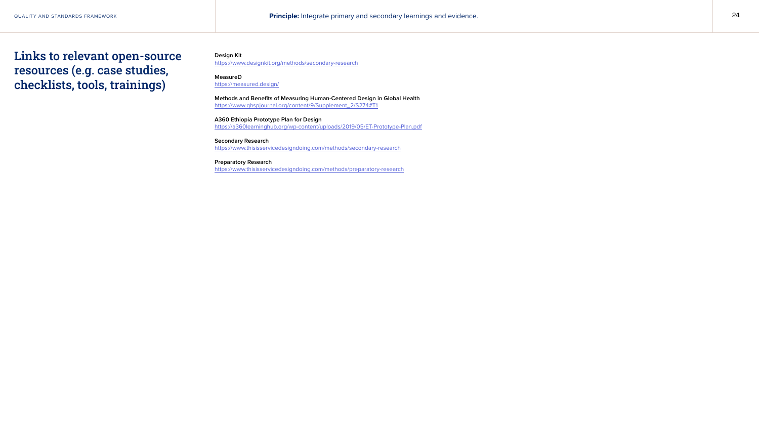**Principle:** Integrate primary and secondary learnings and evidence.

## Links to relevant open-source resources (e.g. case studies, checklists, tools, trainings)

**Design Kit**
https://www.designkit.org/methods/secondary-research

**MeasureD**
https://measured.design/

**Methods and Benefits of Measuring Human-Centered Design in Global Health**
https://www.ghspjournal.org/content/9/Supplement_2/S274#T1

**A360 Ethiopia Prototype Plan for Design**
https://a360learninghub.org/wp-content/uploads/2019/05/ET-Prototype-Plan.pdf

**Secondary Research**
https://www.thisisservicedesigndoing.com/methods/secondary-research

**Preparatory Research**
https://www.thisisservicedesigndoing.com/methods/preparatory-research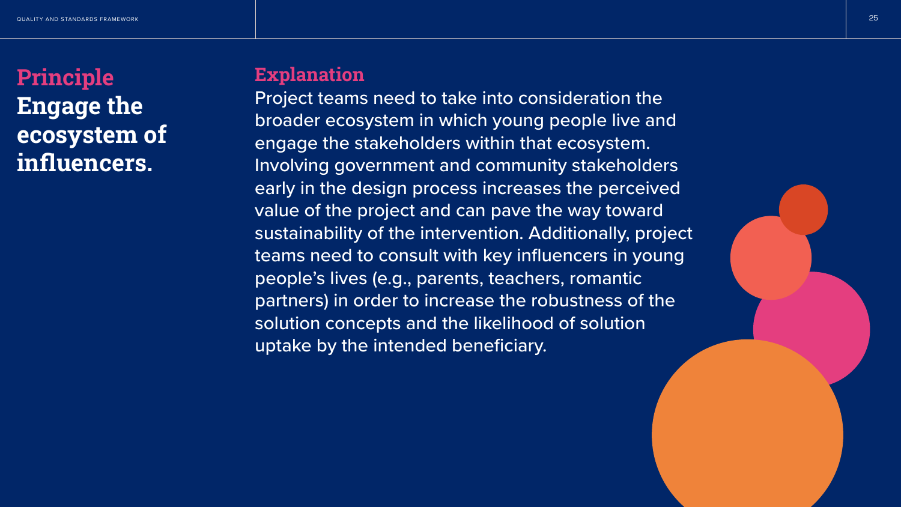## Principle

**Engage the ecosystem of influencers.**

## Explanation

Project teams need to take into consideration the broader ecosystem in which young people live and engage the stakeholders within that ecosystem. Involving government and community stakeholders early in the design process increases the perceived value of the project and can pave the way toward sustainability of the intervention. Additionally, project teams need to consult with key influencers in young people's lives (e.g., parents, teachers, romantic partners) in order to increase the robustness of the solution concepts and the likelihood of solution uptake by the intended beneficiary.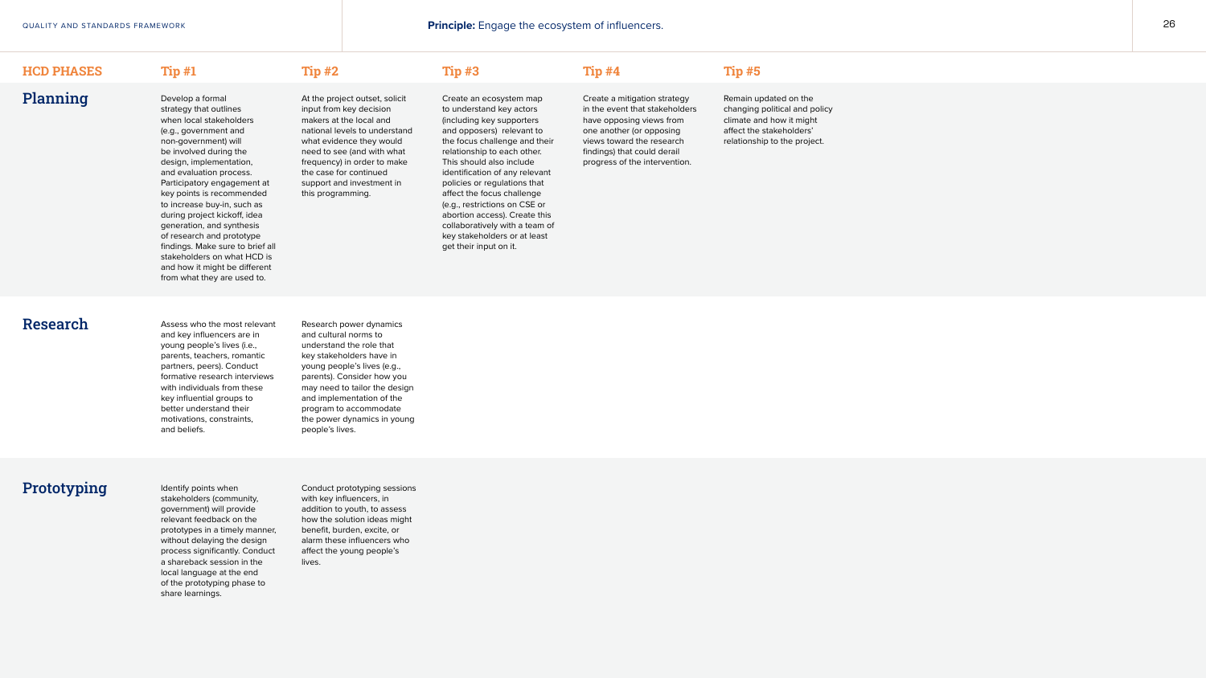**Principle:** Engage the ecosystem of influencers.

| HCD PHASES | Tip #1 | Tip #2 | Tip #3 | Tip #4 | Tip #5 |
|---|---|---|---|---|---|
| **Planning** | Develop a formal strategy that outlines when local stakeholders (e.g., government and non-government) will be involved during the design, implementation, and evaluation process. Participatory engagement at key points is recommended to increase buy-in, such as during project kickoff, idea generation, and synthesis of research and prototype findings. Make sure to brief all stakeholders on what HCD is and how it might be different from what they are used to. | At the project outset, solicit input from key decision makers at the local and national levels to understand what evidence they would need to see (and with what frequency) in order to make the case for continued support and investment in this programming. | Create an ecosystem map to understand key actors (including key supporters and opposers) relevant to the focus challenge and their relationship to each other. This should also include identification of any relevant policies or regulations that affect the focus challenge (e.g., restrictions on CSE or abortion access). Create this collaboratively with a team of key stakeholders or at least get their input on it. | Create a mitigation strategy in the event that stakeholders have opposing views from one another (or opposing views toward the research findings) that could derail progress of the intervention. | Remain updated on the changing political and policy climate and how it might affect the stakeholders' relationship to the project. |
| **Research** | Assess who the most relevant and key influencers are in young people's lives (i.e., parents, teachers, romantic partners, peers). Conduct formative research interviews with individuals from these key influential groups to better understand their motivations, constraints, and beliefs. | Research power dynamics and cultural norms to understand the role that key stakeholders have in young people's lives (e.g., parents). Consider how you may need to tailor the design and implementation of the program to accommodate the power dynamics in young people's lives. | | | |
| **Prototyping** | Identify points when stakeholders (community, government) will provide relevant feedback on the prototypes in a timely manner, without delaying the design process significantly. Conduct a shareback session in the local language at the end of the prototyping phase to share learnings. | Conduct prototyping sessions with key influencers, in addition to youth, to assess how the solution ideas might benefit, burden, excite, or alarm these influencers who affect the young people's lives. | | | |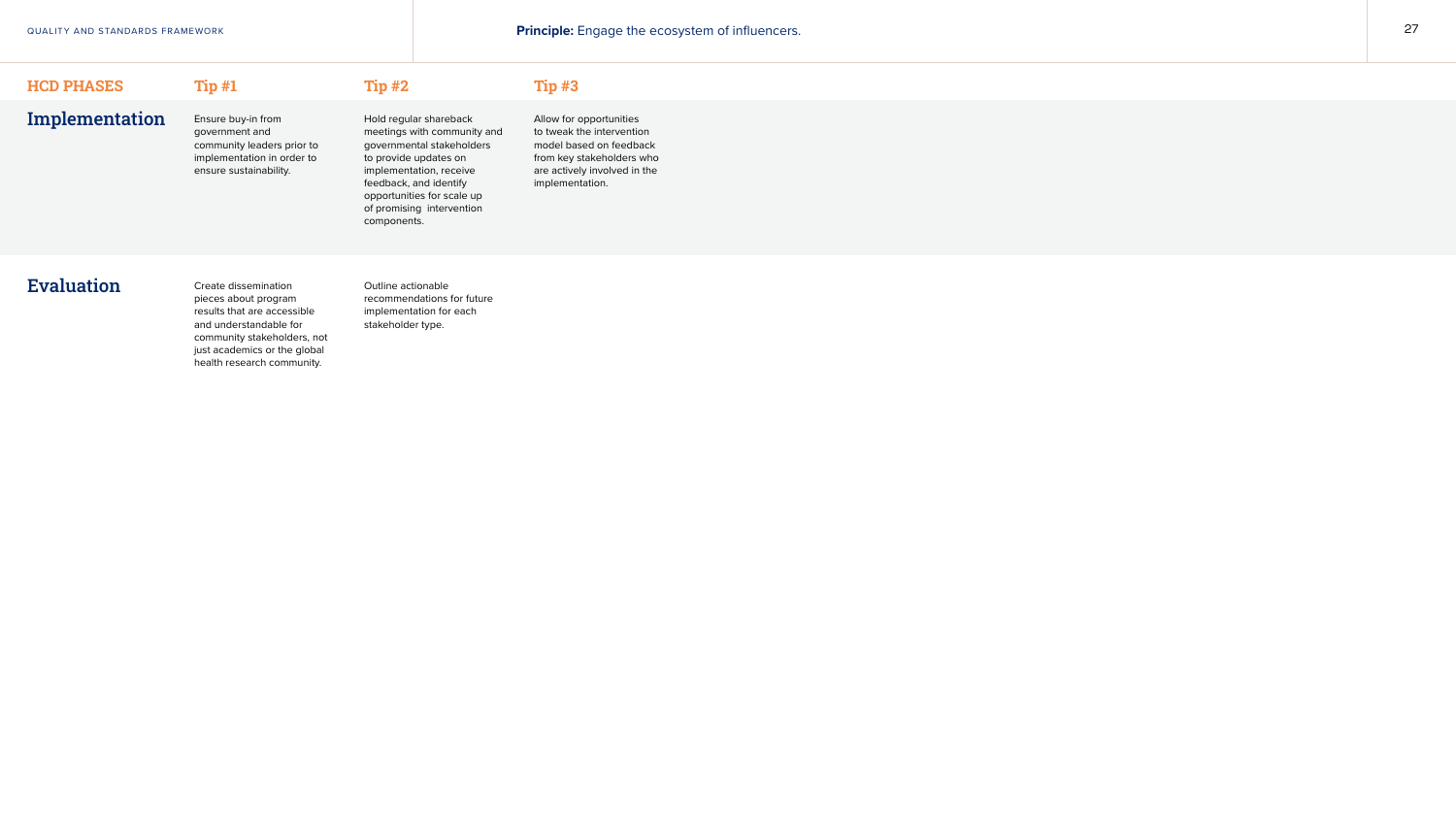**Principle:** Engage the ecosystem of influencers.

| HCD PHASES | Tip #1 | Tip #2 | Tip #3 |
|---|---|---|---|
| **Implementation** | Ensure buy-in from government and community leaders prior to implementation in order to ensure sustainability. | Hold regular shareback meetings with community and governmental stakeholders to provide updates on implementation, receive feedback, and identify opportunities for scale up of promising intervention components. | Allow for opportunities to tweak the intervention model based on feedback from key stakeholders who are actively involved in the implementation. |
| **Evaluation** | Create dissemination pieces about program results that are accessible and understandable for community stakeholders, not just academics or the global health research community. | Outline actionable recommendations for future implementation for each stakeholder type. | |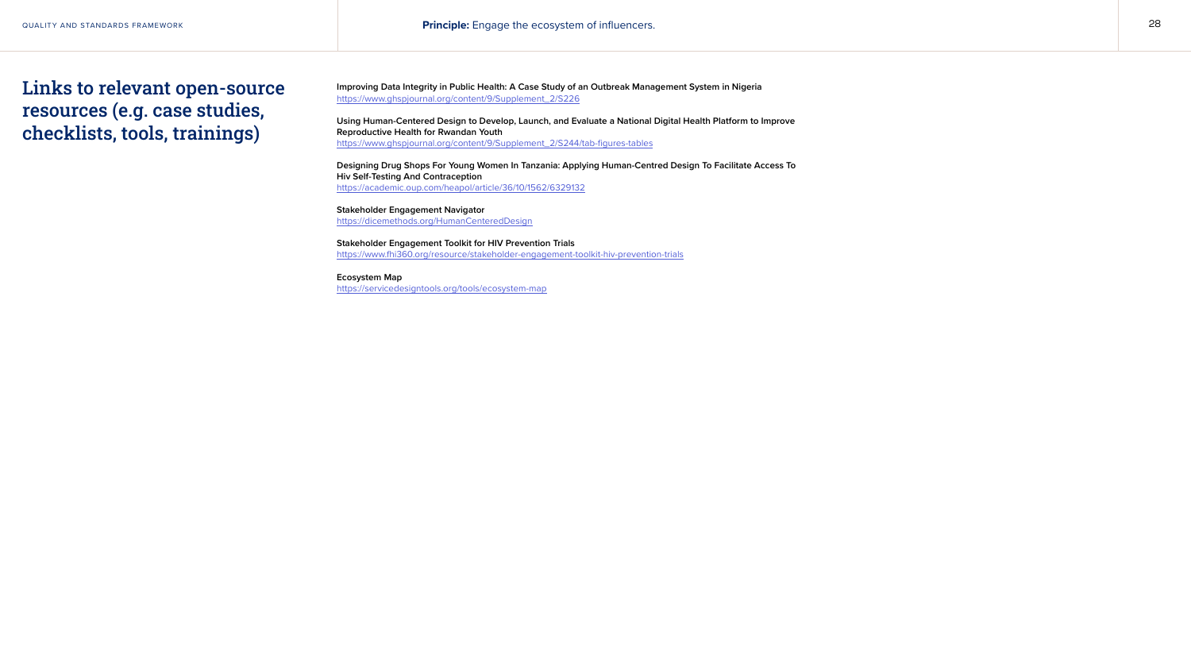**Principle:** Engage the ecosystem of influencers.

## Links to relevant open-source resources (e.g. case studies, checklists, tools, trainings)

**Improving Data Integrity in Public Health: A Case Study of an Outbreak Management System in Nigeria**
https://www.ghspjournal.org/content/9/Supplement_2/S226

**Using Human-Centered Design to Develop, Launch, and Evaluate a National Digital Health Platform to Improve Reproductive Health for Rwandan Youth**
https://www.ghspjournal.org/content/9/Supplement_2/S244/tab-figures-tables

**Designing Drug Shops For Young Women In Tanzania: Applying Human-Centred Design To Facilitate Access To Hiv Self-Testing And Contraception**
https://academic.oup.com/heapol/article/36/10/1562/6329132

**Stakeholder Engagement Navigator**
https://dicemethods.org/HumanCenteredDesign

**Stakeholder Engagement Toolkit for HIV Prevention Trials**
https://www.fhi360.org/resource/stakeholder-engagement-toolkit-hiv-prevention-trials

**Ecosystem Map**
https://servicedesigntools.org/tools/ecosystem-map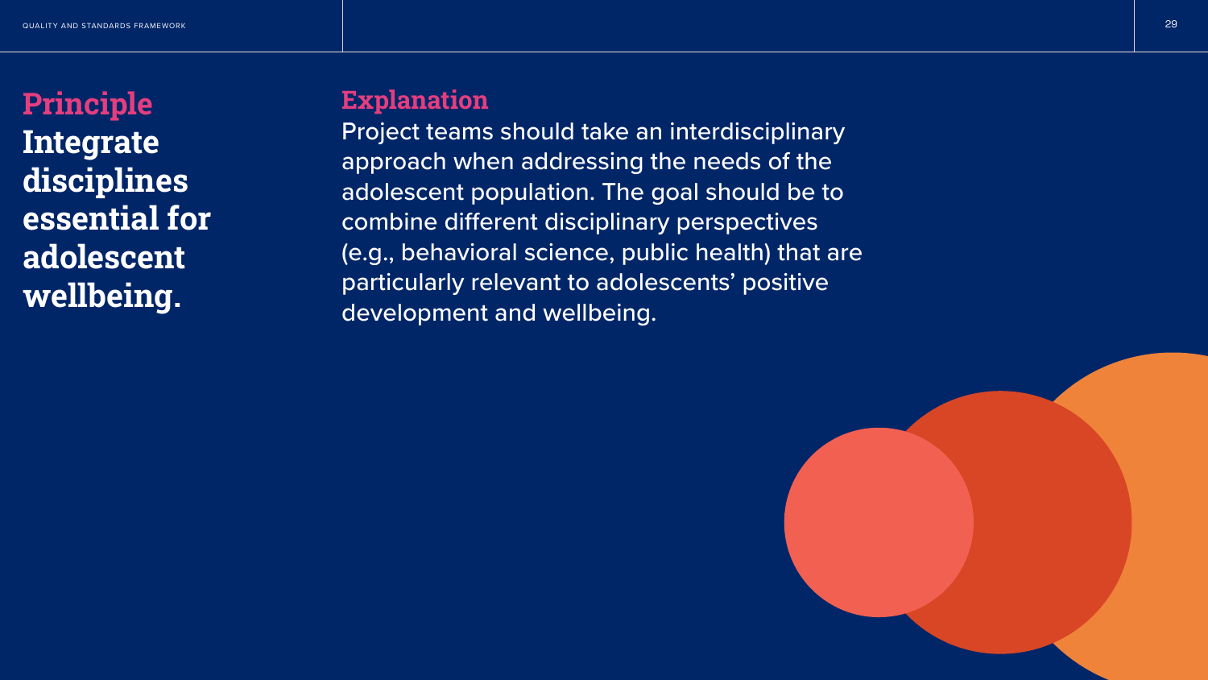## Principle

**Integrate disciplines essential for adolescent wellbeing.**

## Explanation

Project teams should take an interdisciplinary approach when addressing the needs of the adolescent population. The goal should be to combine different disciplinary perspectives (e.g., behavioral science, public health) that are particularly relevant to adolescents' positive development and wellbeing.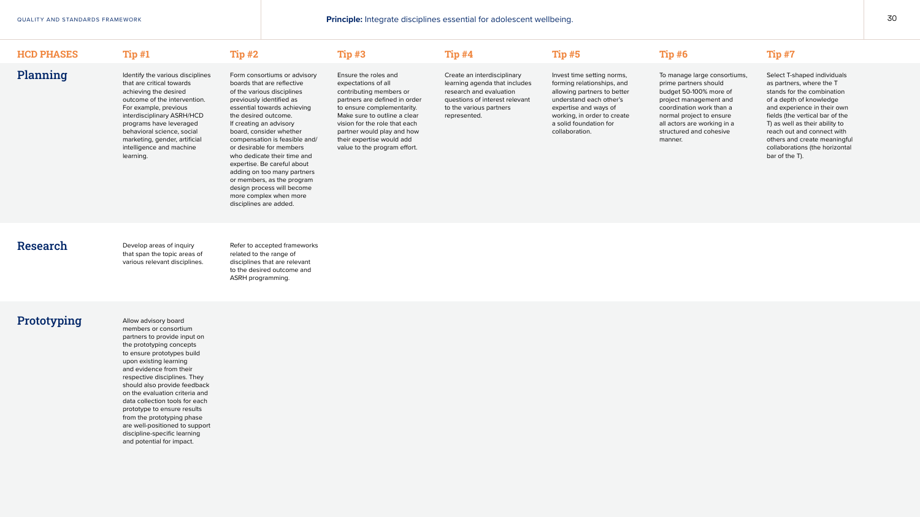**Principle:** Integrate disciplines essential for adolescent wellbeing.

| HCD PHASES | Tip #1 | Tip #2 | Tip #3 | Tip #4 | Tip #5 | Tip #6 | Tip #7 |
|---|---|---|---|---|---|---|---|
| **Planning** | Identify the various disciplines that are critical towards achieving the desired outcome of the intervention. For example, previous interdisciplinary ASRH/HCD programs have leveraged behavioral science, social marketing, gender, artificial intelligence and machine learning. | Form consortiums or advisory boards that are reflective of the various disciplines previously identified as essential towards achieving the desired outcome. If creating an advisory board, consider whether compensation is feasible and/or desirable for members who dedicate their time and expertise. Be careful about adding on too many partners or members, as the program design process will become more complex when more disciplines are added. | Ensure the roles and expectations of all contributing members or partners are defined in order to ensure complementarity. Make sure to outline a clear vision for the role that each partner would play and how their expertise would add value to the program effort. | Create an interdisciplinary learning agenda that includes research and evaluation questions of interest relevant to the various partners represented. | Invest time setting norms, forming relationships, and allowing partners to better understand each other's expertise and ways of working, in order to create a solid foundation for collaboration. | To manage large consortiums, prime partners should budget 50-100% more of project management and coordination work than a normal project to ensure all actors are working in a structured and cohesive manner. | Select T-shaped individuals as partners, where the T stands for the combination of a depth of knowledge and experience in their own fields (the vertical bar of the T) as well as their ability to reach out and connect with others and create meaningful collaborations (the horizontal bar of the T). |
| **Research** | Develop areas of inquiry that span the topic areas of various relevant disciplines. | Refer to accepted frameworks related to the range of disciplines that are relevant to the desired outcome and ASRH programming. | | | | | |
| **Prototyping** | Allow advisory board members or consortium partners to provide input on the prototyping concepts to ensure prototypes build upon existing learning and evidence from their respective disciplines. They should also provide feedback on the evaluation criteria and data collection tools for each prototype to ensure results from the prototyping phase are well-positioned to support discipline-specific learning and potential for impact. | | | | | | |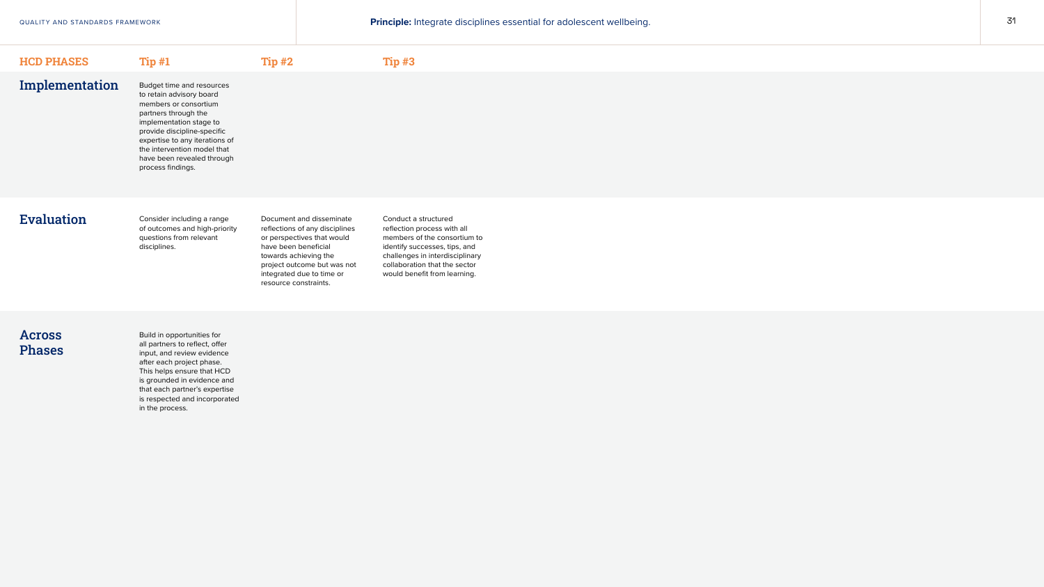**Principle:** Integrate disciplines essential for adolescent wellbeing.

| HCD PHASES | Tip #1 | Tip #2 | Tip #3 |
| --- | --- | --- | --- |
| **Implementation** | Budget time and resources to retain advisory board members or consortium partners through the implementation stage to provide discipline-specific expertise to any iterations of the intervention model that have been revealed through process findings. | | |
| **Evaluation** | Consider including a range of outcomes and high-priority questions from relevant disciplines. | Document and disseminate reflections of any disciplines or perspectives that would have been beneficial towards achieving the project outcome but was not integrated due to time or resource constraints. | Conduct a structured reflection process with all members of the consortium to identify successes, tips, and challenges in interdisciplinary collaboration that the sector would benefit from learning. |
| **Across Phases** | Build in opportunities for all partners to reflect, offer input, and review evidence after each project phase. This helps ensure that HCD is grounded in evidence and that each partner's expertise is respected and incorporated in the process. | | |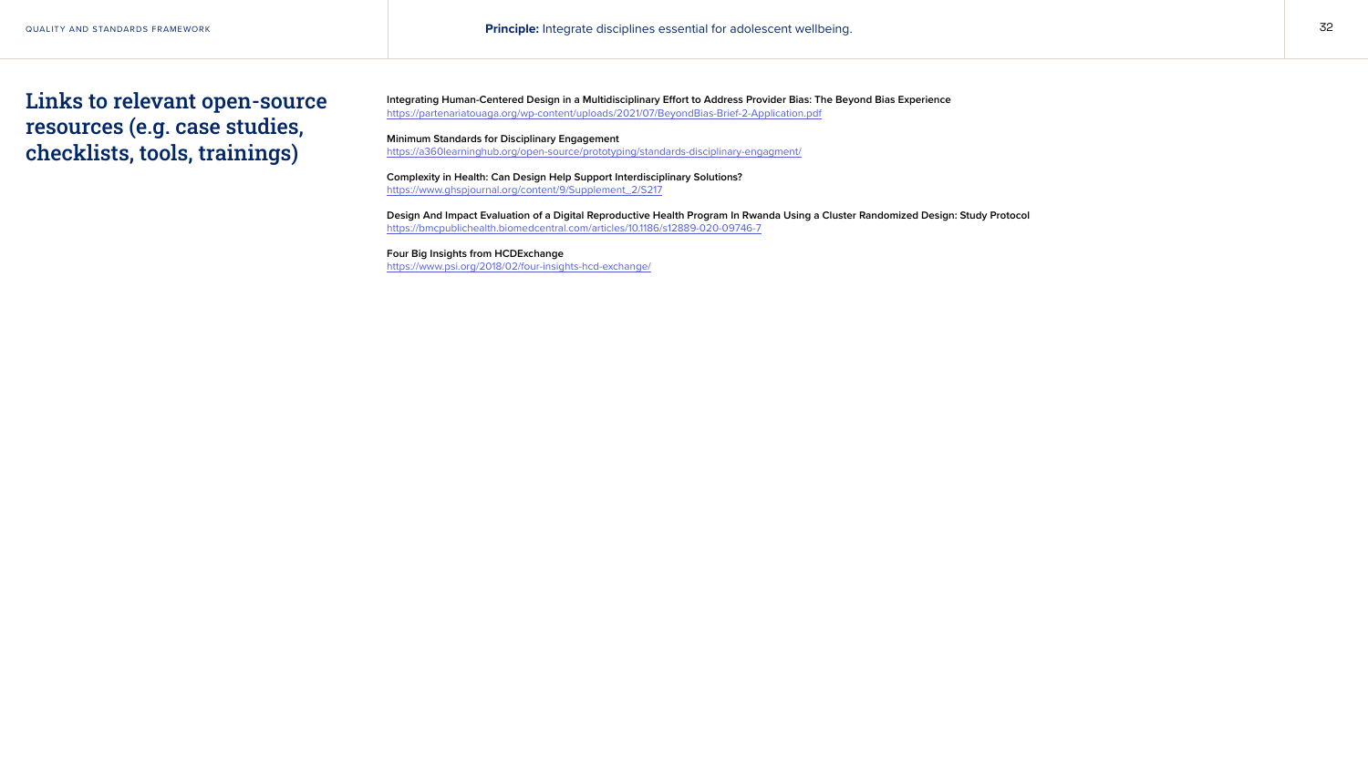**Principle:** Integrate disciplines essential for adolescent wellbeing.

## Links to relevant open-source resources (e.g. case studies, checklists, tools, trainings)

**Integrating Human-Centered Design in a Multidisciplinary Effort to Address Provider Bias: The Beyond Bias Experience**
https://partenariatouaga.org/wp-content/uploads/2021/07/BeyondBias-Brief-2-Application.pdf

**Minimum Standards for Disciplinary Engagement**
https://a360learninghub.org/open-source/prototyping/standards-disciplinary-engagment/

**Complexity in Health: Can Design Help Support Interdisciplinary Solutions?**
https://www.ghspjournal.org/content/9/Supplement_2/S217

**Design And Impact Evaluation of a Digital Reproductive Health Program In Rwanda Using a Cluster Randomized Design: Study Protocol**
https://bmcpublichealth.biomedcentral.com/articles/10.1186/s12889-020-09746-7

**Four Big Insights from HCDExchange**
https://www.psi.org/2018/02/four-insights-hcd-exchange/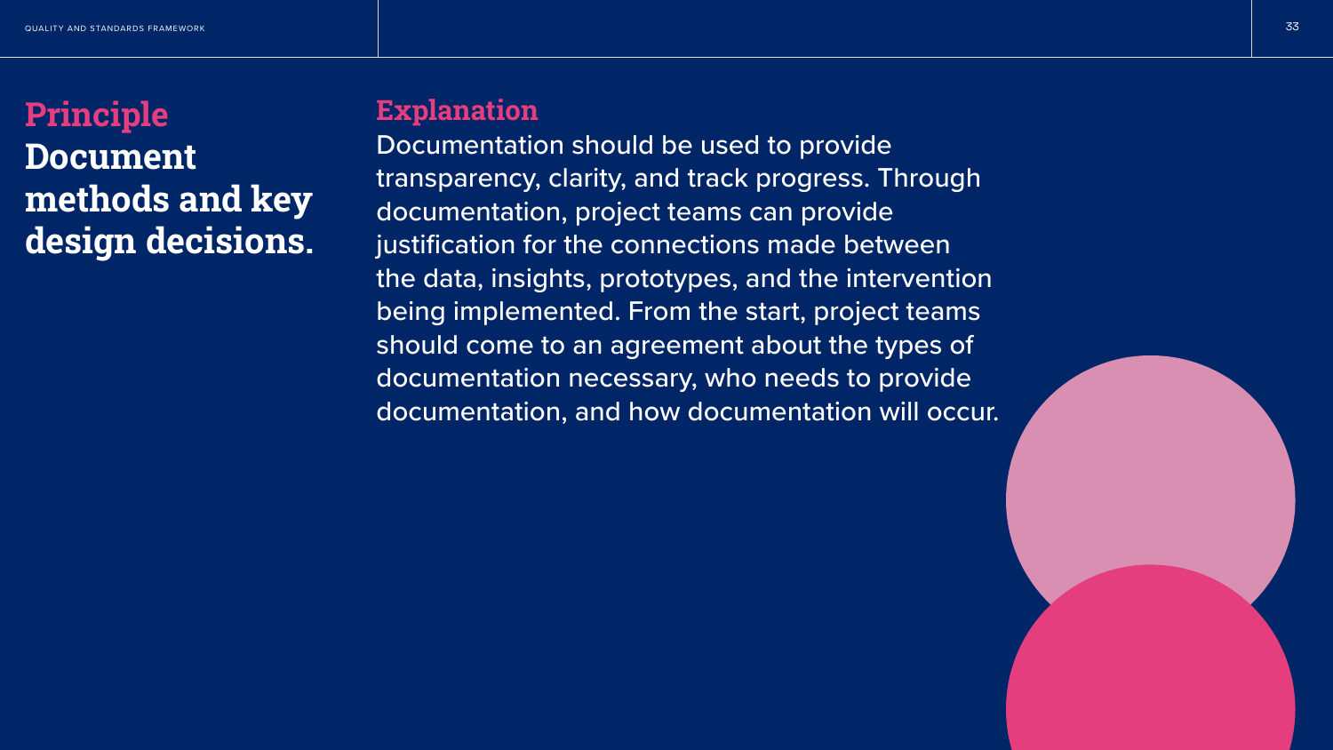## Principle

**Document methods and key design decisions.**

## Explanation

Documentation should be used to provide transparency, clarity, and track progress. Through documentation, project teams can provide justification for the connections made between the data, insights, prototypes, and the intervention being implemented. From the start, project teams should come to an agreement about the types of documentation necessary, who needs to provide documentation, and how documentation will occur.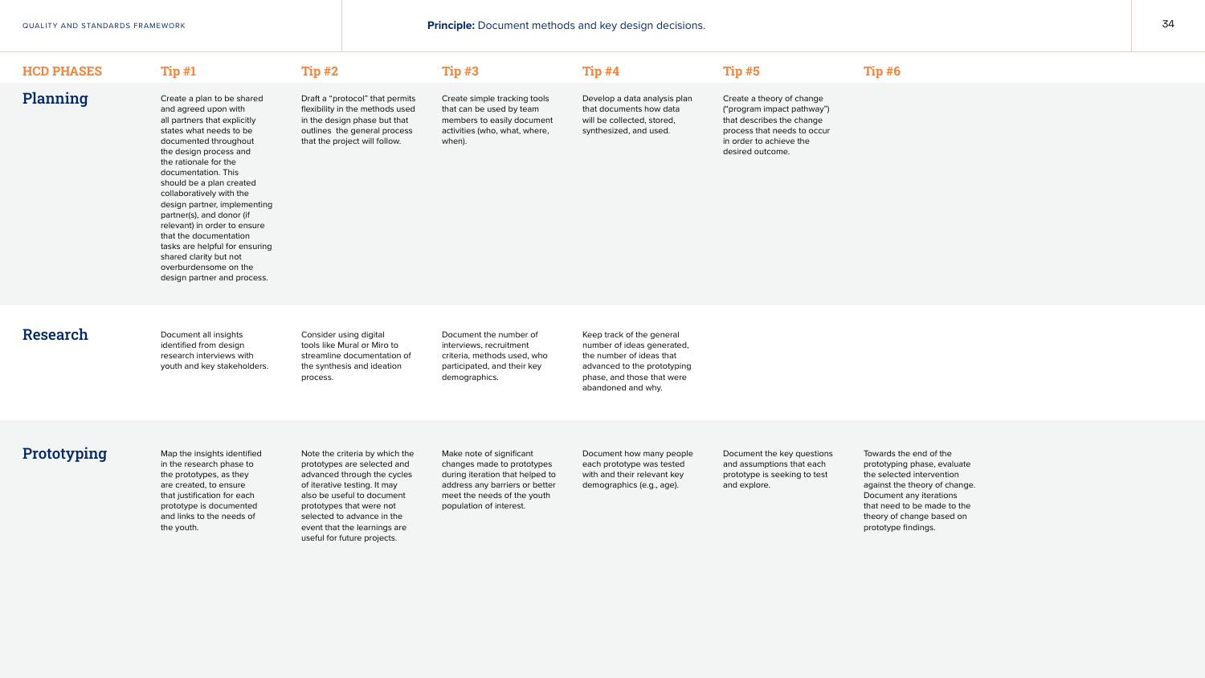**Principle:** Document methods and key design decisions.

| HCD PHASES | Tip #1 | Tip #2 | Tip #3 | Tip #4 | Tip #5 | Tip #6 |
|---|---|---|---|---|---|---|
| **Planning** | Create a plan to be shared and agreed upon with all partners that explicitly states what needs to be documented throughout the design process and the rationale for the documentation. This should be a plan created collaboratively with the design partner, implementing partner(s), and donor (if relevant) in order to ensure that the documentation tasks are helpful for ensuring shared clarity but not overburdensome on the design partner and process. | Draft a "protocol" that permits flexibility in the methods used in the design phase but that outlines the general process that the project will follow. | Create simple tracking tools that can be used by team members to easily document activities (who, what, where, when). | Develop a data analysis plan that documents how data will be collected, stored, synthesized, and used. | Create a theory of change ("program impact pathway") that describes the change process that needs to occur in order to achieve the desired outcome. | |
| **Research** | Document all insights identified from design research interviews with youth and key stakeholders. | Consider using digital tools like Mural or Miro to streamline documentation of the synthesis and ideation process. | Document the number of interviews, recruitment criteria, methods used, who participated, and their key demographics. | Keep track of the general number of ideas generated, the number of ideas that advanced to the prototyping phase, and those that were abandoned and why. | | |
| **Prototyping** | Map the insights identified in the research phase to the prototypes, as they are created, to ensure that justification for each prototype is documented and links to the needs of the youth. | Note the criteria by which the prototypes are selected and advanced through the cycles of iterative testing. It may also be useful to document prototypes that were not selected to advance in the event that the learnings are useful for future projects. | Make note of significant changes made to prototypes during iteration that helped to address any barriers or better meet the needs of the youth population of interest. | Document how many people each prototype was tested with and their relevant key demographics (e.g., age). | Document the key questions and assumptions that each prototype is seeking to test and explore. | Towards the end of the prototyping phase, evaluate the selected intervention against the theory of change. Document any iterations that need to be made to the theory of change based on prototype findings. |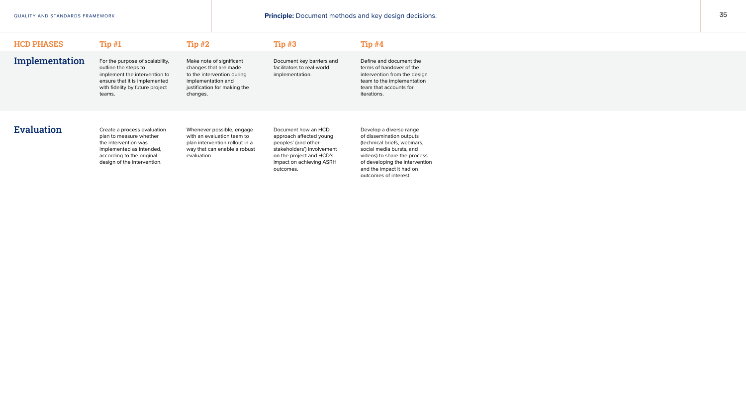**Principle:** Document methods and key design decisions.

| HCD PHASES | Tip #1 | Tip #2 | Tip #3 | Tip #4 |
|---|---|---|---|---|
| **Implementation** | For the purpose of scalability, outline the steps to implement the intervention to ensure that it is implemented with fidelity by future project teams. | Make note of significant changes that are made to the intervention during implementation and justification for making the changes. | Document key barriers and facilitators to real-world implementation. | Define and document the terms of handover of the intervention from the design team to the implementation team that accounts for iterations. |
| **Evaluation** | Create a process evaluation plan to measure whether the intervention was implemented as intended, according to the original design of the intervention. | Whenever possible, engage with an evaluation team to plan intervention rollout in a way that can enable a robust evaluation. | Document how an HCD approach affected young peoples' (and other stakeholders') involvement on the project and HCD's impact on achieving ASRH outcomes. | Develop a diverse range of dissemination outputs (technical briefs, webinars, social media bursts, and videos) to share the process of developing the intervention and the impact it had on outcomes of interest. |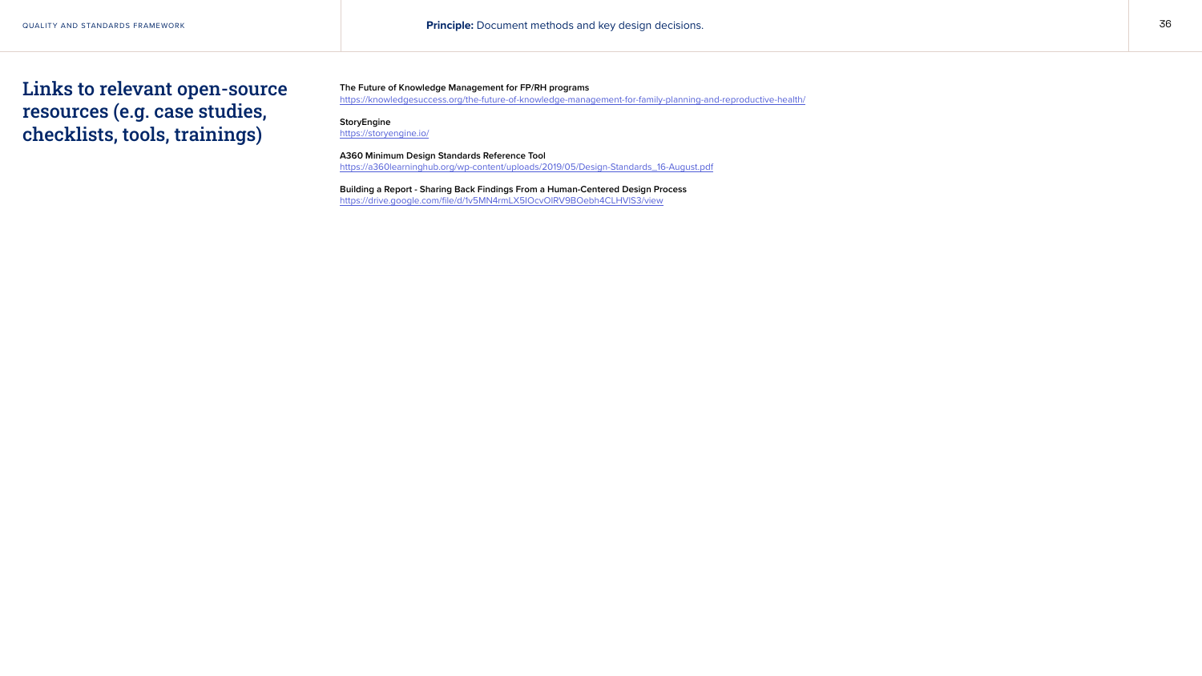**Principle:** Document methods and key design decisions.

## Links to relevant open-source resources (e.g. case studies, checklists, tools, trainings)

**The Future of Knowledge Management for FP/RH programs**
https://knowledgesuccess.org/the-future-of-knowledge-management-for-family-planning-and-reproductive-health/

**StoryEngine**
https://storyengine.io/

**A360 Minimum Design Standards Reference Tool**
https://a360learninghub.org/wp-content/uploads/2019/05/Design-Standards_16-August.pdf

**Building a Report - Sharing Back Findings From a Human-Centered Design Process**
https://drive.google.com/file/d/1v5MN4rmLX5IOcvOIRV9BOebh4CLHVlS3/view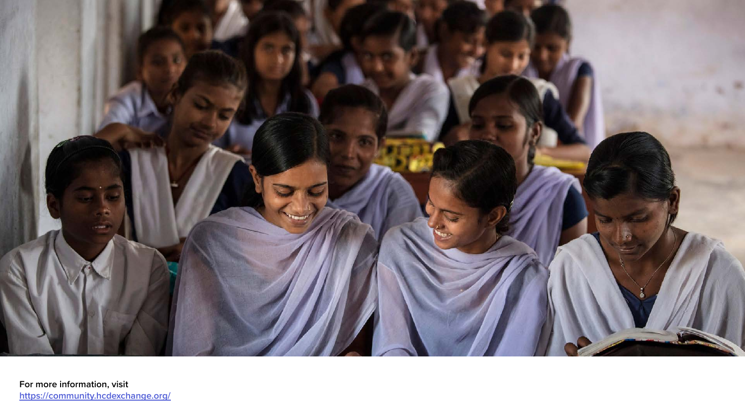**For more information, visit**
[https://community.hcdexchange.org/](https://community.hcdexchange.org/)